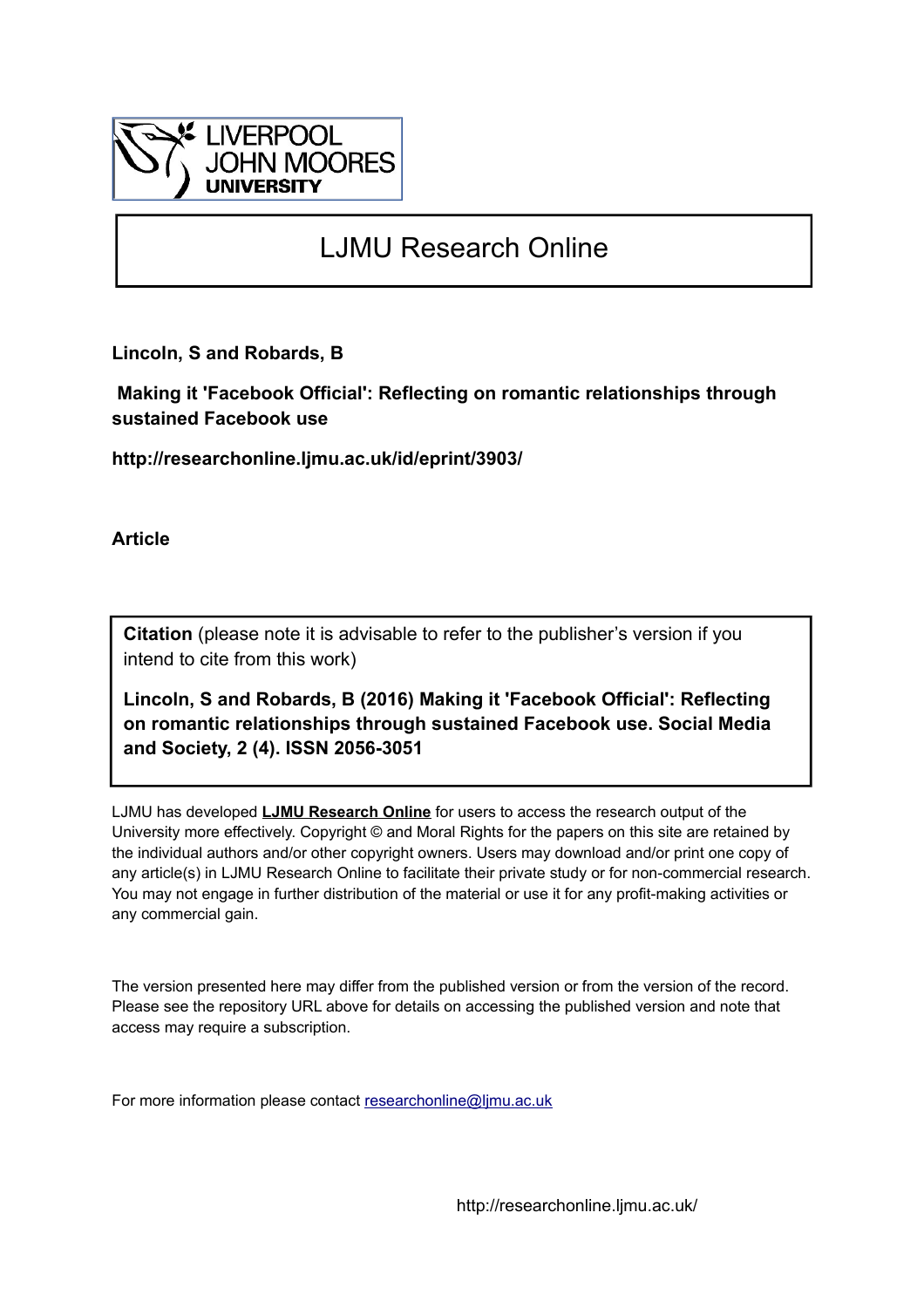LIVERPOOL JOHN MOORES UNIVERSITY

# LJMU Research Online

**Lincoln, S and Robards, B**

**Making it 'Facebook Official': Reflecting on romantic relationships through sustained Facebook use**

**http://researchonline.ljmu.ac.uk/id/eprint/3903/**

**Article**

**Citation** (please note it is advisable to refer to the publisher's version if you intend to cite from this work)

**Lincoln, S and Robards, B (2016) Making it 'Facebook Official': Reflecting on romantic relationships through sustained Facebook use. Social Media and Society, 2 (4). ISSN 2056-3051**

LJMU has developed **LJMU Research Online** for users to access the research output of the University more effectively. Copyright © and Moral Rights for the papers on this site are retained by the individual authors and/or other copyright owners. Users may download and/or print one copy of any article(s) in LJMU Research Online to facilitate their private study or for non-commercial research. You may not engage in further distribution of the material or use it for any profit-making activities or any commercial gain.

The version presented here may differ from the published version or from the version of the record. Please see the repository URL above for details on accessing the published version and note that access may require a subscription.

For more information please contact researchonline@ljmu.ac.uk

http://researchonline.ljmu.ac.uk/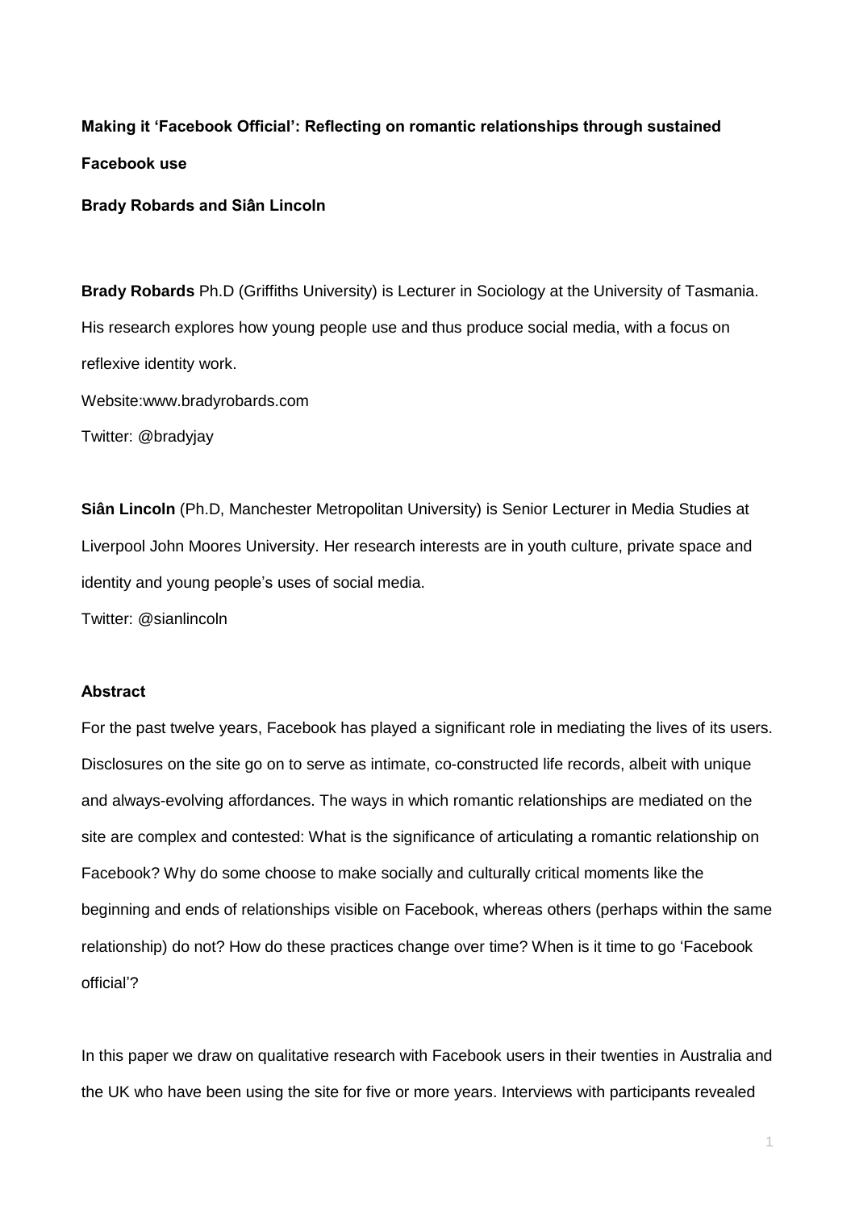**Making it 'Facebook Official': Reflecting on romantic relationships through sustained Facebook use**

**Brady Robards and Siân Lincoln**

**Brady Robards** Ph.D (Griffiths University) is Lecturer in Sociology at the University of Tasmania. His research explores how young people use and thus produce social media, with a focus on reflexive identity work.

Website:www.bradyrobards.com

Twitter: @bradyjay

**Siân Lincoln** (Ph.D, Manchester Metropolitan University) is Senior Lecturer in Media Studies at Liverpool John Moores University. Her research interests are in youth culture, private space and identity and young people's uses of social media.

Twitter: @sianlincoln

## Abstract

For the past twelve years, Facebook has played a significant role in mediating the lives of its users. Disclosures on the site go on to serve as intimate, co-constructed life records, albeit with unique and always-evolving affordances. The ways in which romantic relationships are mediated on the site are complex and contested: What is the significance of articulating a romantic relationship on Facebook? Why do some choose to make socially and culturally critical moments like the beginning and ends of relationships visible on Facebook, whereas others (perhaps within the same relationship) do not? How do these practices change over time? When is it time to go 'Facebook official'?

In this paper we draw on qualitative research with Facebook users in their twenties in Australia and the UK who have been using the site for five or more years. Interviews with participants revealed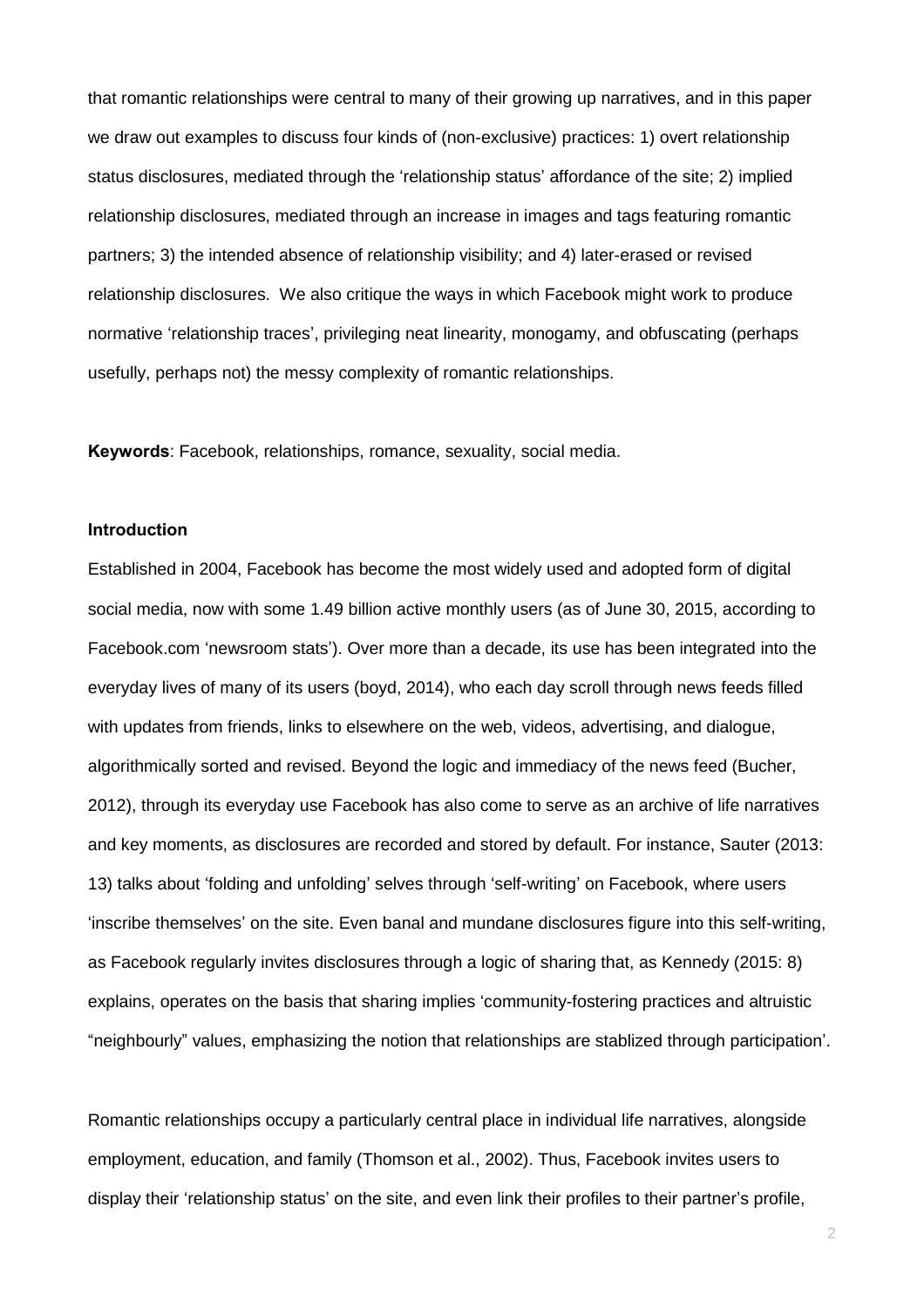that romantic relationships were central to many of their growing up narratives, and in this paper we draw out examples to discuss four kinds of (non-exclusive) practices: 1) overt relationship status disclosures, mediated through the 'relationship status' affordance of the site; 2) implied relationship disclosures, mediated through an increase in images and tags featuring romantic partners; 3) the intended absence of relationship visibility; and 4) later-erased or revised relationship disclosures. We also critique the ways in which Facebook might work to produce normative 'relationship traces', privileging neat linearity, monogamy, and obfuscating (perhaps usefully, perhaps not) the messy complexity of romantic relationships.

**Keywords**: Facebook, relationships, romance, sexuality, social media.

### Introduction

Established in 2004, Facebook has become the most widely used and adopted form of digital social media, now with some 1.49 billion active monthly users (as of June 30, 2015, according to Facebook.com 'newsroom stats'). Over more than a decade, its use has been integrated into the everyday lives of many of its users (boyd, 2014), who each day scroll through news feeds filled with updates from friends, links to elsewhere on the web, videos, advertising, and dialogue, algorithmically sorted and revised. Beyond the logic and immediacy of the news feed (Bucher, 2012), through its everyday use Facebook has also come to serve as an archive of life narratives and key moments, as disclosures are recorded and stored by default. For instance, Sauter (2013: 13) talks about 'folding and unfolding' selves through 'self-writing' on Facebook, where users 'inscribe themselves' on the site. Even banal and mundane disclosures figure into this self-writing, as Facebook regularly invites disclosures through a logic of sharing that, as Kennedy (2015: 8) explains, operates on the basis that sharing implies 'community-fostering practices and altruistic "neighbourly" values, emphasizing the notion that relationships are stablized through participation'.

Romantic relationships occupy a particularly central place in individual life narratives, alongside employment, education, and family (Thomson et al., 2002). Thus, Facebook invites users to display their 'relationship status' on the site, and even link their profiles to their partner's profile,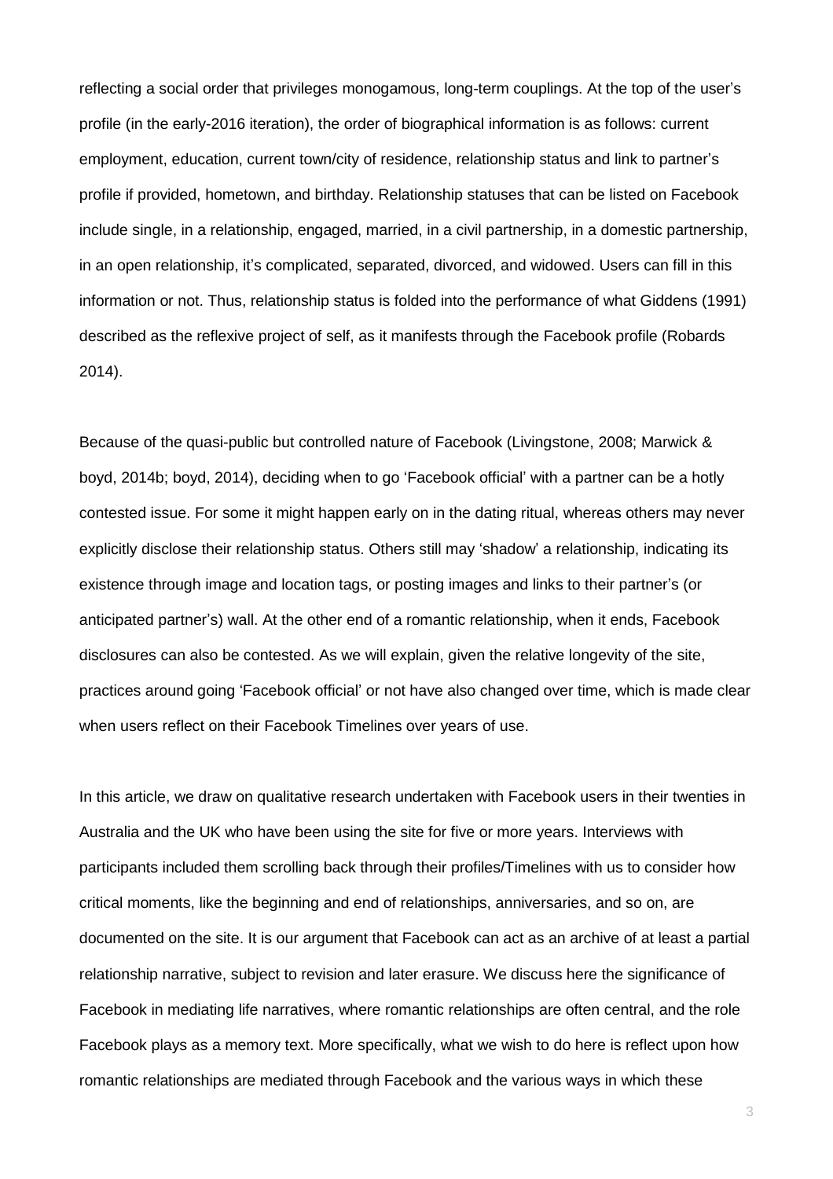reflecting a social order that privileges monogamous, long-term couplings. At the top of the user's profile (in the early-2016 iteration), the order of biographical information is as follows: current employment, education, current town/city of residence, relationship status and link to partner's profile if provided, hometown, and birthday. Relationship statuses that can be listed on Facebook include single, in a relationship, engaged, married, in a civil partnership, in a domestic partnership, in an open relationship, it's complicated, separated, divorced, and widowed. Users can fill in this information or not. Thus, relationship status is folded into the performance of what Giddens (1991) described as the reflexive project of self, as it manifests through the Facebook profile (Robards 2014).

Because of the quasi-public but controlled nature of Facebook (Livingstone, 2008; Marwick & boyd, 2014b; boyd, 2014), deciding when to go 'Facebook official' with a partner can be a hotly contested issue. For some it might happen early on in the dating ritual, whereas others may never explicitly disclose their relationship status. Others still may 'shadow' a relationship, indicating its existence through image and location tags, or posting images and links to their partner's (or anticipated partner's) wall. At the other end of a romantic relationship, when it ends, Facebook disclosures can also be contested. As we will explain, given the relative longevity of the site, practices around going 'Facebook official' or not have also changed over time, which is made clear when users reflect on their Facebook Timelines over years of use.

In this article, we draw on qualitative research undertaken with Facebook users in their twenties in Australia and the UK who have been using the site for five or more years. Interviews with participants included them scrolling back through their profiles/Timelines with us to consider how critical moments, like the beginning and end of relationships, anniversaries, and so on, are documented on the site. It is our argument that Facebook can act as an archive of at least a partial relationship narrative, subject to revision and later erasure. We discuss here the significance of Facebook in mediating life narratives, where romantic relationships are often central, and the role Facebook plays as a memory text. More specifically, what we wish to do here is reflect upon how romantic relationships are mediated through Facebook and the various ways in which these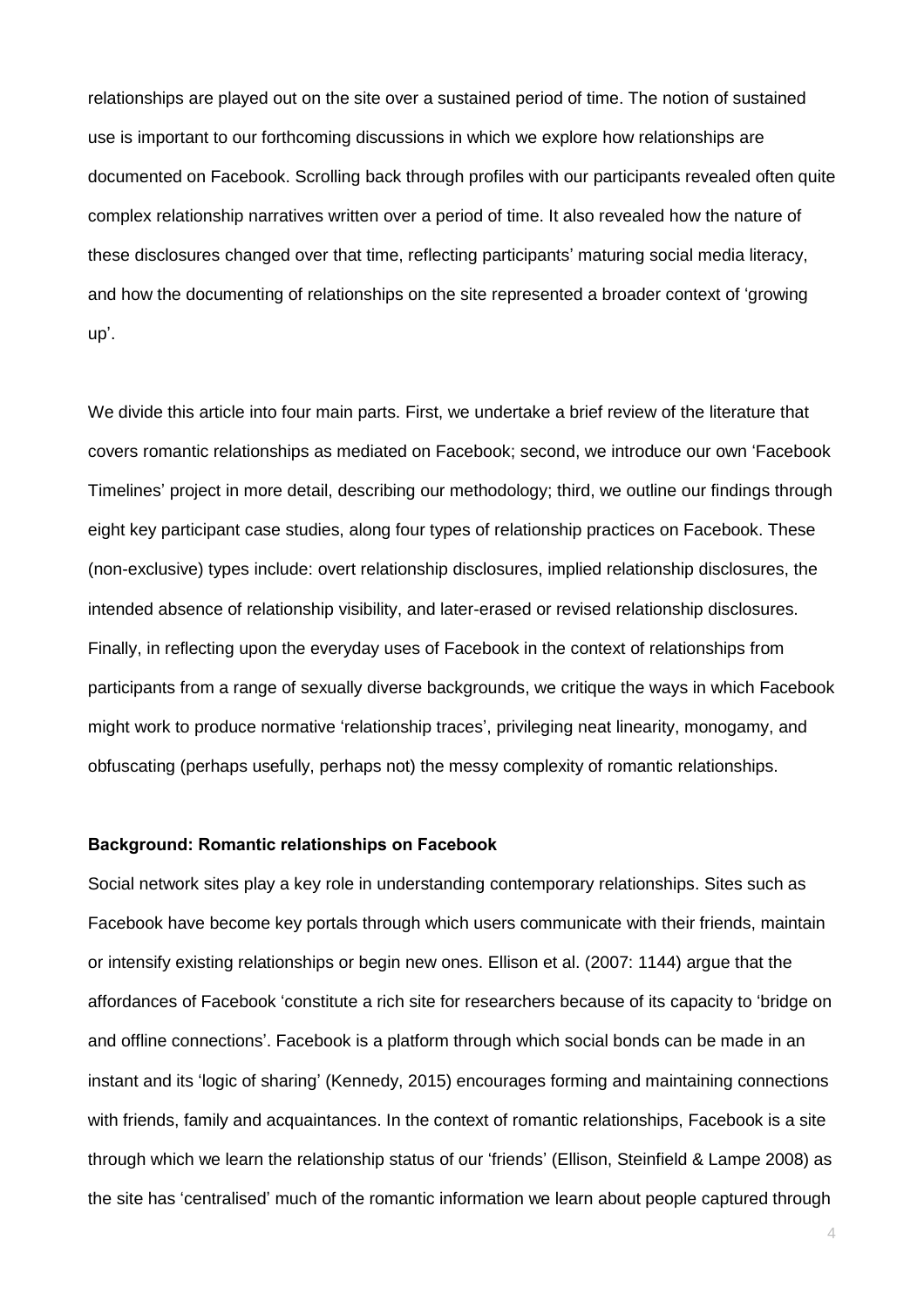relationships are played out on the site over a sustained period of time. The notion of sustained use is important to our forthcoming discussions in which we explore how relationships are documented on Facebook. Scrolling back through profiles with our participants revealed often quite complex relationship narratives written over a period of time. It also revealed how the nature of these disclosures changed over that time, reflecting participants' maturing social media literacy, and how the documenting of relationships on the site represented a broader context of 'growing up'.

We divide this article into four main parts. First, we undertake a brief review of the literature that covers romantic relationships as mediated on Facebook; second, we introduce our own 'Facebook Timelines' project in more detail, describing our methodology; third, we outline our findings through eight key participant case studies, along four types of relationship practices on Facebook. These (non-exclusive) types include: overt relationship disclosures, implied relationship disclosures, the intended absence of relationship visibility, and later-erased or revised relationship disclosures. Finally, in reflecting upon the everyday uses of Facebook in the context of relationships from participants from a range of sexually diverse backgrounds, we critique the ways in which Facebook might work to produce normative 'relationship traces', privileging neat linearity, monogamy, and obfuscating (perhaps usefully, perhaps not) the messy complexity of romantic relationships.

**Background: Romantic relationships on Facebook**

Social network sites play a key role in understanding contemporary relationships. Sites such as Facebook have become key portals through which users communicate with their friends, maintain or intensify existing relationships or begin new ones. Ellison et al. (2007: 1144) argue that the affordances of Facebook 'constitute a rich site for researchers because of its capacity to 'bridge on and offline connections'. Facebook is a platform through which social bonds can be made in an instant and its 'logic of sharing' (Kennedy, 2015) encourages forming and maintaining connections with friends, family and acquaintances. In the context of romantic relationships, Facebook is a site through which we learn the relationship status of our 'friends' (Ellison, Steinfield & Lampe 2008) as the site has 'centralised' much of the romantic information we learn about people captured through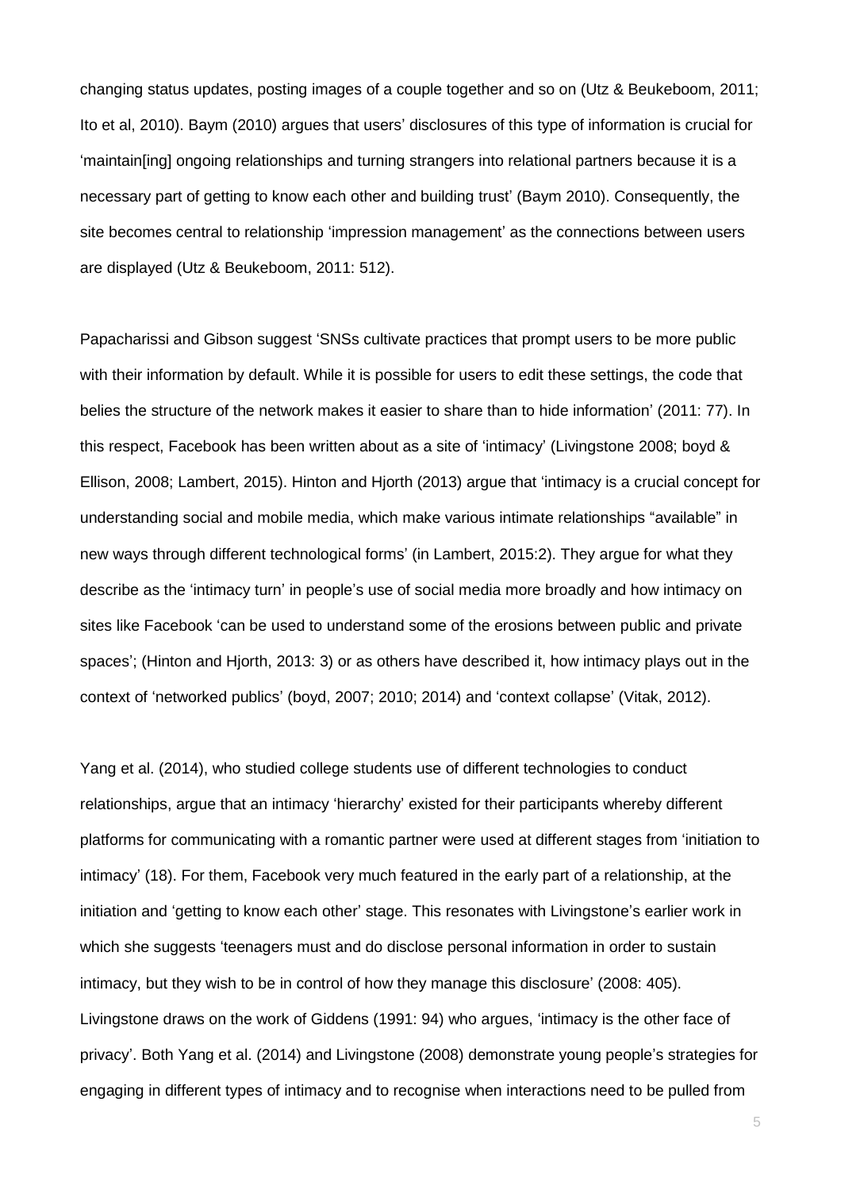changing status updates, posting images of a couple together and so on (Utz & Beukeboom, 2011; Ito et al, 2010). Baym (2010) argues that users' disclosures of this type of information is crucial for 'maintain[ing] ongoing relationships and turning strangers into relational partners because it is a necessary part of getting to know each other and building trust' (Baym 2010). Consequently, the site becomes central to relationship 'impression management' as the connections between users are displayed (Utz & Beukeboom, 2011: 512).

Papacharissi and Gibson suggest 'SNSs cultivate practices that prompt users to be more public with their information by default. While it is possible for users to edit these settings, the code that belies the structure of the network makes it easier to share than to hide information' (2011: 77). In this respect, Facebook has been written about as a site of 'intimacy' (Livingstone 2008; boyd & Ellison, 2008; Lambert, 2015). Hinton and Hjorth (2013) argue that 'intimacy is a crucial concept for understanding social and mobile media, which make various intimate relationships "available" in new ways through different technological forms' (in Lambert, 2015:2). They argue for what they describe as the 'intimacy turn' in people's use of social media more broadly and how intimacy on sites like Facebook 'can be used to understand some of the erosions between public and private spaces'; (Hinton and Hjorth, 2013: 3) or as others have described it, how intimacy plays out in the context of 'networked publics' (boyd, 2007; 2010; 2014) and 'context collapse' (Vitak, 2012).

Yang et al. (2014), who studied college students use of different technologies to conduct relationships, argue that an intimacy 'hierarchy' existed for their participants whereby different platforms for communicating with a romantic partner were used at different stages from 'initiation to intimacy' (18). For them, Facebook very much featured in the early part of a relationship, at the initiation and 'getting to know each other' stage. This resonates with Livingstone's earlier work in which she suggests 'teenagers must and do disclose personal information in order to sustain intimacy, but they wish to be in control of how they manage this disclosure' (2008: 405). Livingstone draws on the work of Giddens (1991: 94) who argues, 'intimacy is the other face of privacy'. Both Yang et al. (2014) and Livingstone (2008) demonstrate young people's strategies for engaging in different types of intimacy and to recognise when interactions need to be pulled from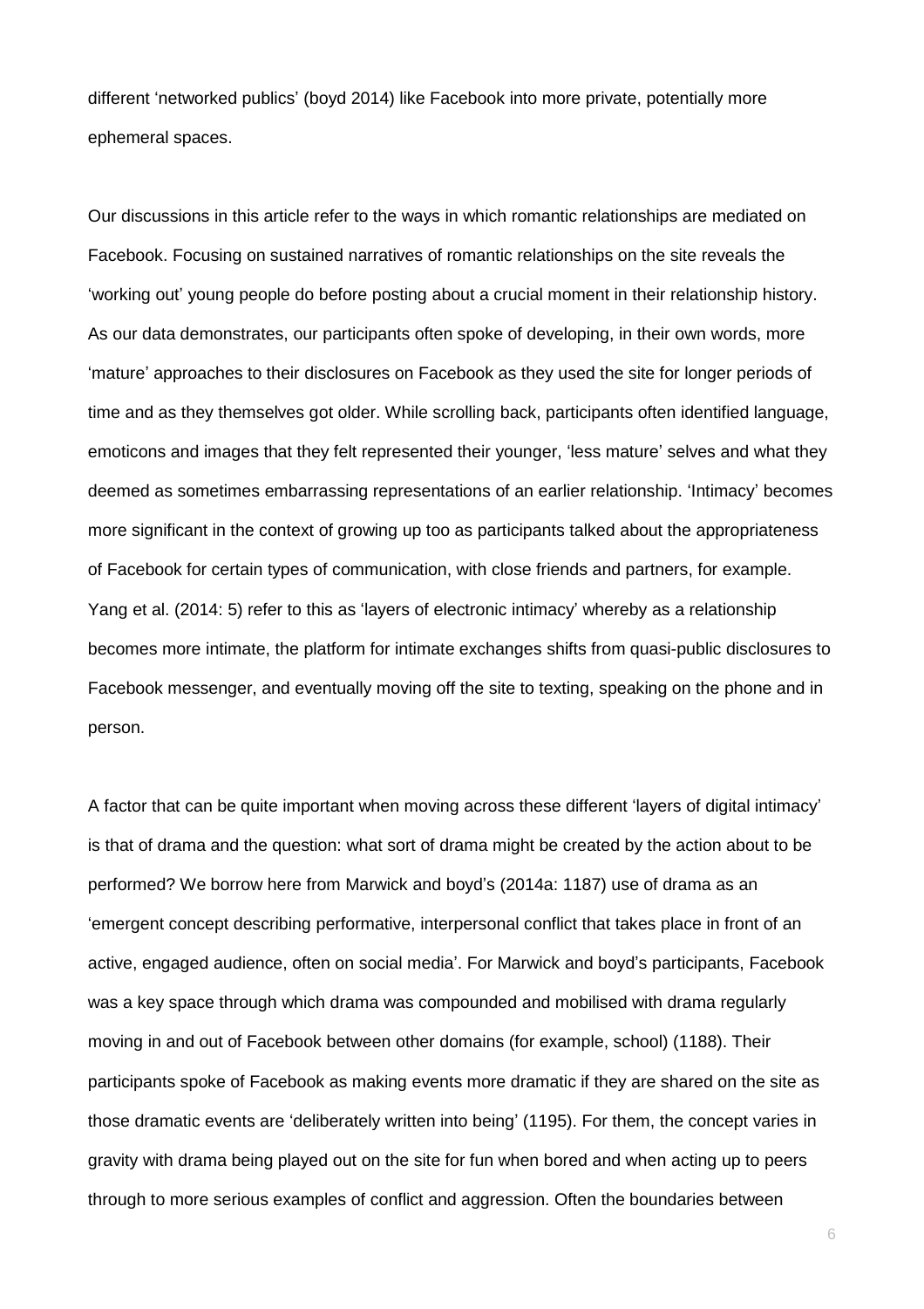different 'networked publics' (boyd 2014) like Facebook into more private, potentially more ephemeral spaces.

Our discussions in this article refer to the ways in which romantic relationships are mediated on Facebook. Focusing on sustained narratives of romantic relationships on the site reveals the 'working out' young people do before posting about a crucial moment in their relationship history. As our data demonstrates, our participants often spoke of developing, in their own words, more 'mature' approaches to their disclosures on Facebook as they used the site for longer periods of time and as they themselves got older. While scrolling back, participants often identified language, emoticons and images that they felt represented their younger, 'less mature' selves and what they deemed as sometimes embarrassing representations of an earlier relationship. 'Intimacy' becomes more significant in the context of growing up too as participants talked about the appropriateness of Facebook for certain types of communication, with close friends and partners, for example. Yang et al. (2014: 5) refer to this as 'layers of electronic intimacy' whereby as a relationship becomes more intimate, the platform for intimate exchanges shifts from quasi-public disclosures to Facebook messenger, and eventually moving off the site to texting, speaking on the phone and in person.

A factor that can be quite important when moving across these different 'layers of digital intimacy' is that of drama and the question: what sort of drama might be created by the action about to be performed? We borrow here from Marwick and boyd's (2014a: 1187) use of drama as an 'emergent concept describing performative, interpersonal conflict that takes place in front of an active, engaged audience, often on social media'. For Marwick and boyd's participants, Facebook was a key space through which drama was compounded and mobilised with drama regularly moving in and out of Facebook between other domains (for example, school) (1188). Their participants spoke of Facebook as making events more dramatic if they are shared on the site as those dramatic events are 'deliberately written into being' (1195). For them, the concept varies in gravity with drama being played out on the site for fun when bored and when acting up to peers through to more serious examples of conflict and aggression. Often the boundaries between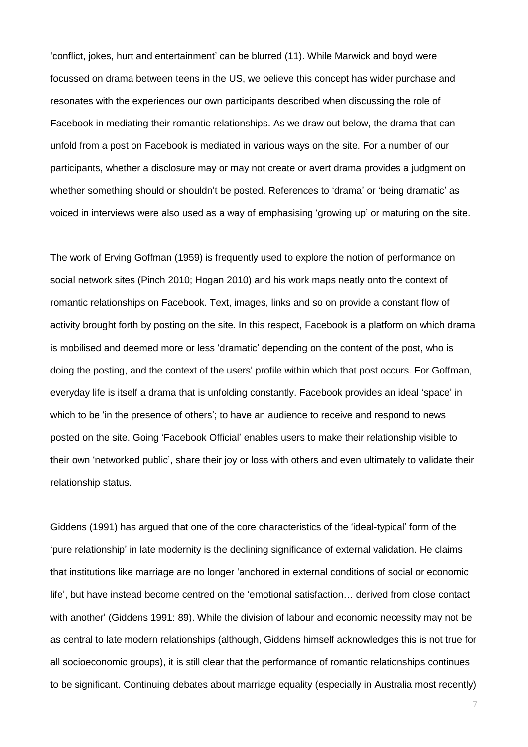'conflict, jokes, hurt and entertainment' can be blurred (11). While Marwick and boyd were focussed on drama between teens in the US, we believe this concept has wider purchase and resonates with the experiences our own participants described when discussing the role of Facebook in mediating their romantic relationships. As we draw out below, the drama that can unfold from a post on Facebook is mediated in various ways on the site. For a number of our participants, whether a disclosure may or may not create or avert drama provides a judgment on whether something should or shouldn't be posted. References to 'drama' or 'being dramatic' as voiced in interviews were also used as a way of emphasising 'growing up' or maturing on the site.

The work of Erving Goffman (1959) is frequently used to explore the notion of performance on social network sites (Pinch 2010; Hogan 2010) and his work maps neatly onto the context of romantic relationships on Facebook. Text, images, links and so on provide a constant flow of activity brought forth by posting on the site. In this respect, Facebook is a platform on which drama is mobilised and deemed more or less 'dramatic' depending on the content of the post, who is doing the posting, and the context of the users' profile within which that post occurs. For Goffman, everyday life is itself a drama that is unfolding constantly. Facebook provides an ideal 'space' in which to be 'in the presence of others'; to have an audience to receive and respond to news posted on the site. Going 'Facebook Official' enables users to make their relationship visible to their own 'networked public', share their joy or loss with others and even ultimately to validate their relationship status.

Giddens (1991) has argued that one of the core characteristics of the 'ideal-typical' form of the 'pure relationship' in late modernity is the declining significance of external validation. He claims that institutions like marriage are no longer 'anchored in external conditions of social or economic life', but have instead become centred on the 'emotional satisfaction… derived from close contact with another' (Giddens 1991: 89). While the division of labour and economic necessity may not be as central to late modern relationships (although, Giddens himself acknowledges this is not true for all socioeconomic groups), it is still clear that the performance of romantic relationships continues to be significant. Continuing debates about marriage equality (especially in Australia most recently)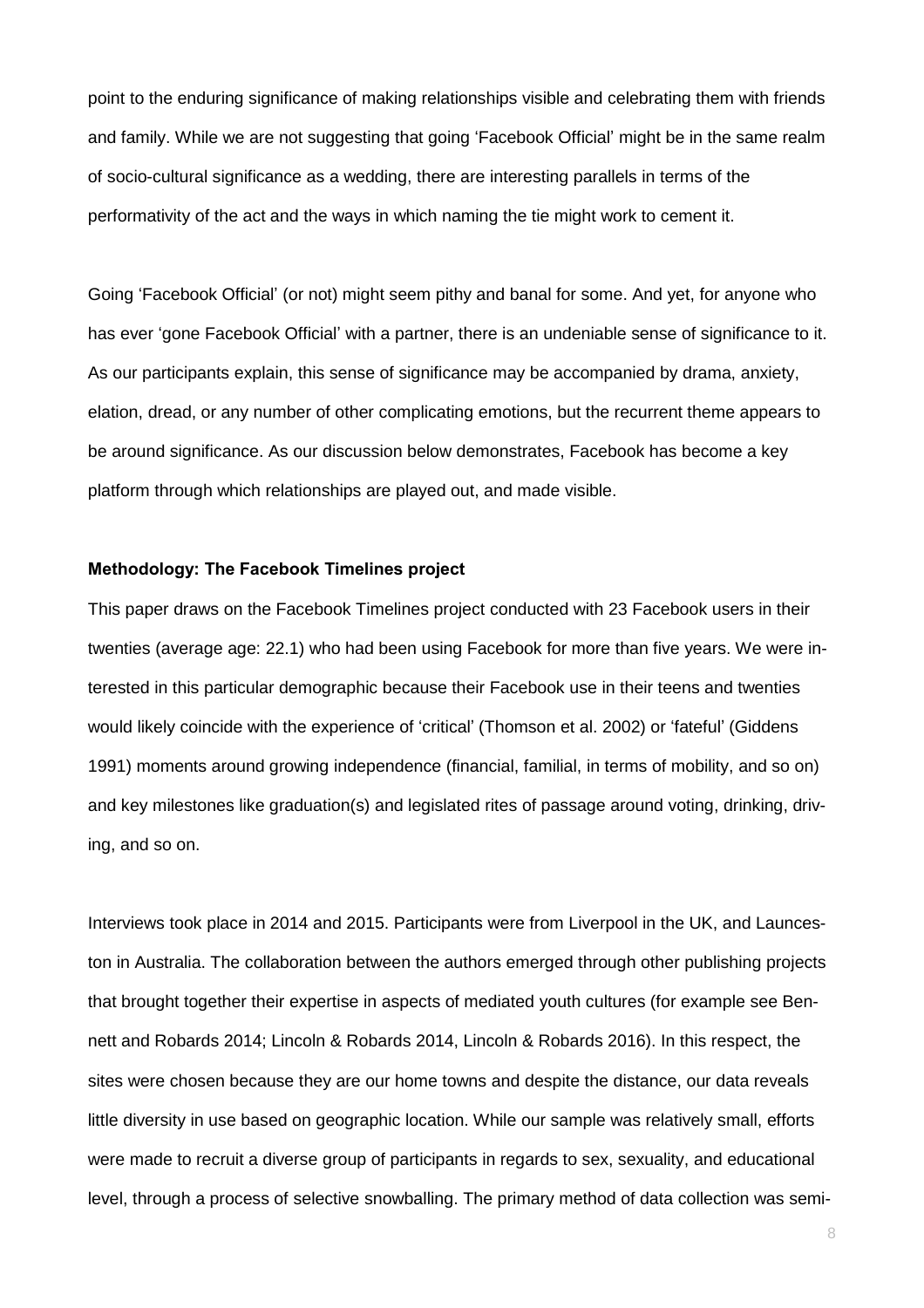point to the enduring significance of making relationships visible and celebrating them with friends and family. While we are not suggesting that going 'Facebook Official' might be in the same realm of socio-cultural significance as a wedding, there are interesting parallels in terms of the performativity of the act and the ways in which naming the tie might work to cement it.

Going 'Facebook Official' (or not) might seem pithy and banal for some. And yet, for anyone who has ever 'gone Facebook Official' with a partner, there is an undeniable sense of significance to it. As our participants explain, this sense of significance may be accompanied by drama, anxiety, elation, dread, or any number of other complicating emotions, but the recurrent theme appears to be around significance. As our discussion below demonstrates, Facebook has become a key platform through which relationships are played out, and made visible.

**Methodology: The Facebook Timelines project**

This paper draws on the Facebook Timelines project conducted with 23 Facebook users in their twenties (average age: 22.1) who had been using Facebook for more than five years. We were interested in this particular demographic because their Facebook use in their teens and twenties would likely coincide with the experience of 'critical' (Thomson et al. 2002) or 'fateful' (Giddens 1991) moments around growing independence (financial, familial, in terms of mobility, and so on) and key milestones like graduation(s) and legislated rites of passage around voting, drinking, driving, and so on.

Interviews took place in 2014 and 2015. Participants were from Liverpool in the UK, and Launceston in Australia. The collaboration between the authors emerged through other publishing projects that brought together their expertise in aspects of mediated youth cultures (for example see Bennett and Robards 2014; Lincoln & Robards 2014, Lincoln & Robards 2016). In this respect, the sites were chosen because they are our home towns and despite the distance, our data reveals little diversity in use based on geographic location. While our sample was relatively small, efforts were made to recruit a diverse group of participants in regards to sex, sexuality, and educational level, through a process of selective snowballing. The primary method of data collection was semi-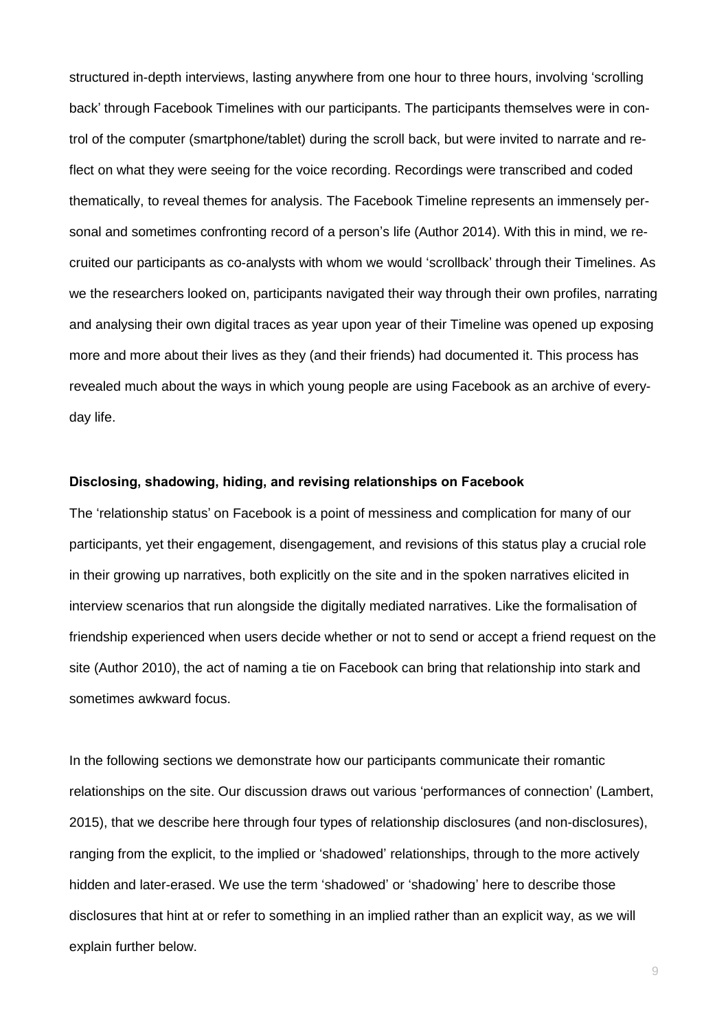structured in-depth interviews, lasting anywhere from one hour to three hours, involving 'scrolling back' through Facebook Timelines with our participants. The participants themselves were in control of the computer (smartphone/tablet) during the scroll back, but were invited to narrate and reflect on what they were seeing for the voice recording. Recordings were transcribed and coded thematically, to reveal themes for analysis. The Facebook Timeline represents an immensely personal and sometimes confronting record of a person's life (Author 2014). With this in mind, we recruited our participants as co-analysts with whom we would 'scrollback' through their Timelines. As we the researchers looked on, participants navigated their way through their own profiles, narrating and analysing their own digital traces as year upon year of their Timeline was opened up exposing more and more about their lives as they (and their friends) had documented it. This process has revealed much about the ways in which young people are using Facebook as an archive of everyday life.

**Disclosing, shadowing, hiding, and revising relationships on Facebook**

The 'relationship status' on Facebook is a point of messiness and complication for many of our participants, yet their engagement, disengagement, and revisions of this status play a crucial role in their growing up narratives, both explicitly on the site and in the spoken narratives elicited in interview scenarios that run alongside the digitally mediated narratives. Like the formalisation of friendship experienced when users decide whether or not to send or accept a friend request on the site (Author 2010), the act of naming a tie on Facebook can bring that relationship into stark and sometimes awkward focus.

In the following sections we demonstrate how our participants communicate their romantic relationships on the site. Our discussion draws out various 'performances of connection' (Lambert, 2015), that we describe here through four types of relationship disclosures (and non-disclosures), ranging from the explicit, to the implied or 'shadowed' relationships, through to the more actively hidden and later-erased. We use the term 'shadowed' or 'shadowing' here to describe those disclosures that hint at or refer to something in an implied rather than an explicit way, as we will explain further below.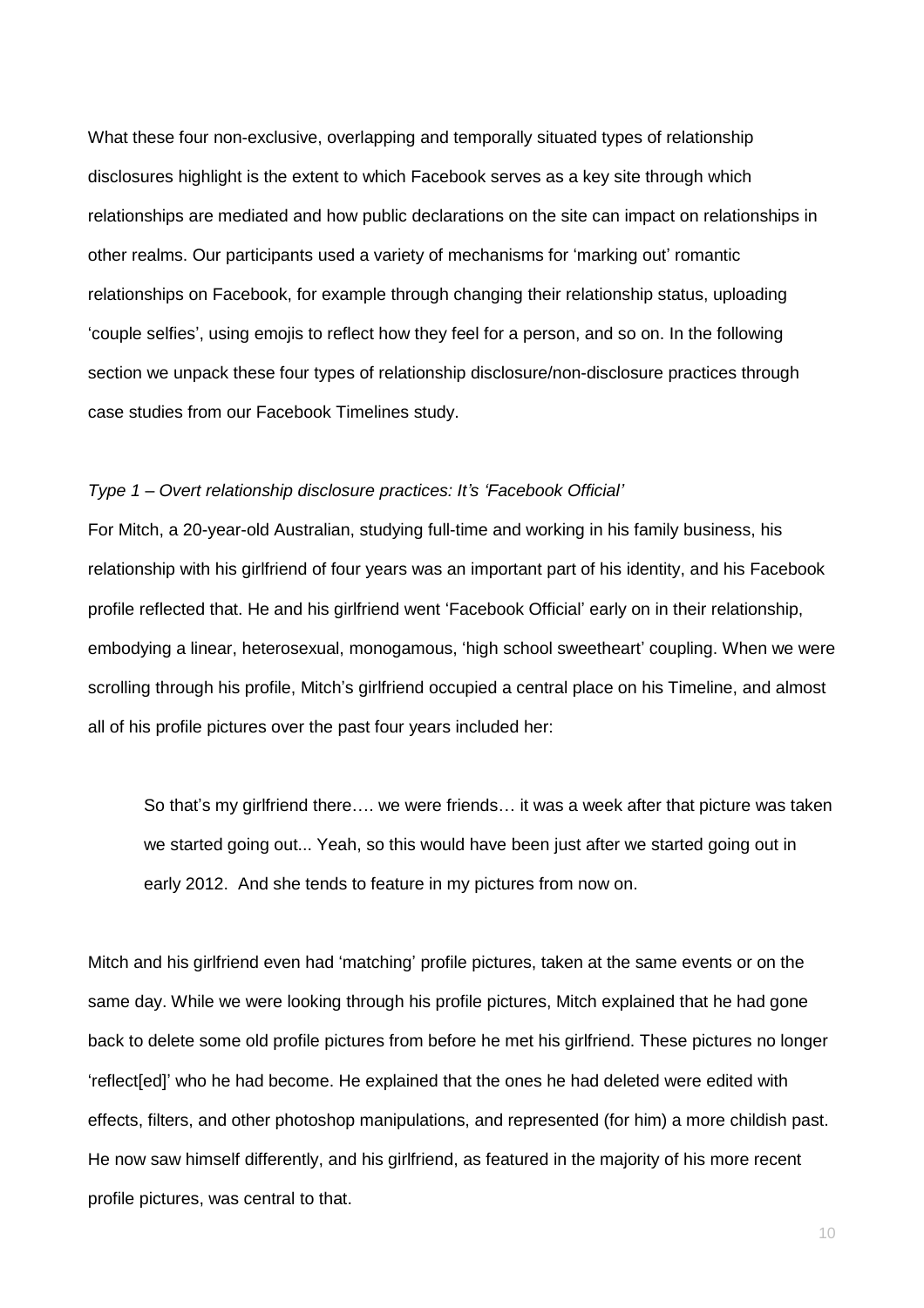What these four non-exclusive, overlapping and temporally situated types of relationship disclosures highlight is the extent to which Facebook serves as a key site through which relationships are mediated and how public declarations on the site can impact on relationships in other realms. Our participants used a variety of mechanisms for 'marking out' romantic relationships on Facebook, for example through changing their relationship status, uploading 'couple selfies', using emojis to reflect how they feel for a person, and so on. In the following section we unpack these four types of relationship disclosure/non-disclosure practices through case studies from our Facebook Timelines study.

*Type 1 – Overt relationship disclosure practices: It's 'Facebook Official'*

For Mitch, a 20-year-old Australian, studying full-time and working in his family business, his relationship with his girlfriend of four years was an important part of his identity, and his Facebook profile reflected that. He and his girlfriend went 'Facebook Official' early on in their relationship, embodying a linear, heterosexual, monogamous, 'high school sweetheart' coupling. When we were scrolling through his profile, Mitch's girlfriend occupied a central place on his Timeline, and almost all of his profile pictures over the past four years included her:

> So that's my girlfriend there…. we were friends… it was a week after that picture was taken we started going out... Yeah, so this would have been just after we started going out in early 2012. And she tends to feature in my pictures from now on.

Mitch and his girlfriend even had 'matching' profile pictures, taken at the same events or on the same day. While we were looking through his profile pictures, Mitch explained that he had gone back to delete some old profile pictures from before he met his girlfriend. These pictures no longer 'reflect[ed]' who he had become. He explained that the ones he had deleted were edited with effects, filters, and other photoshop manipulations, and represented (for him) a more childish past. He now saw himself differently, and his girlfriend, as featured in the majority of his more recent profile pictures, was central to that.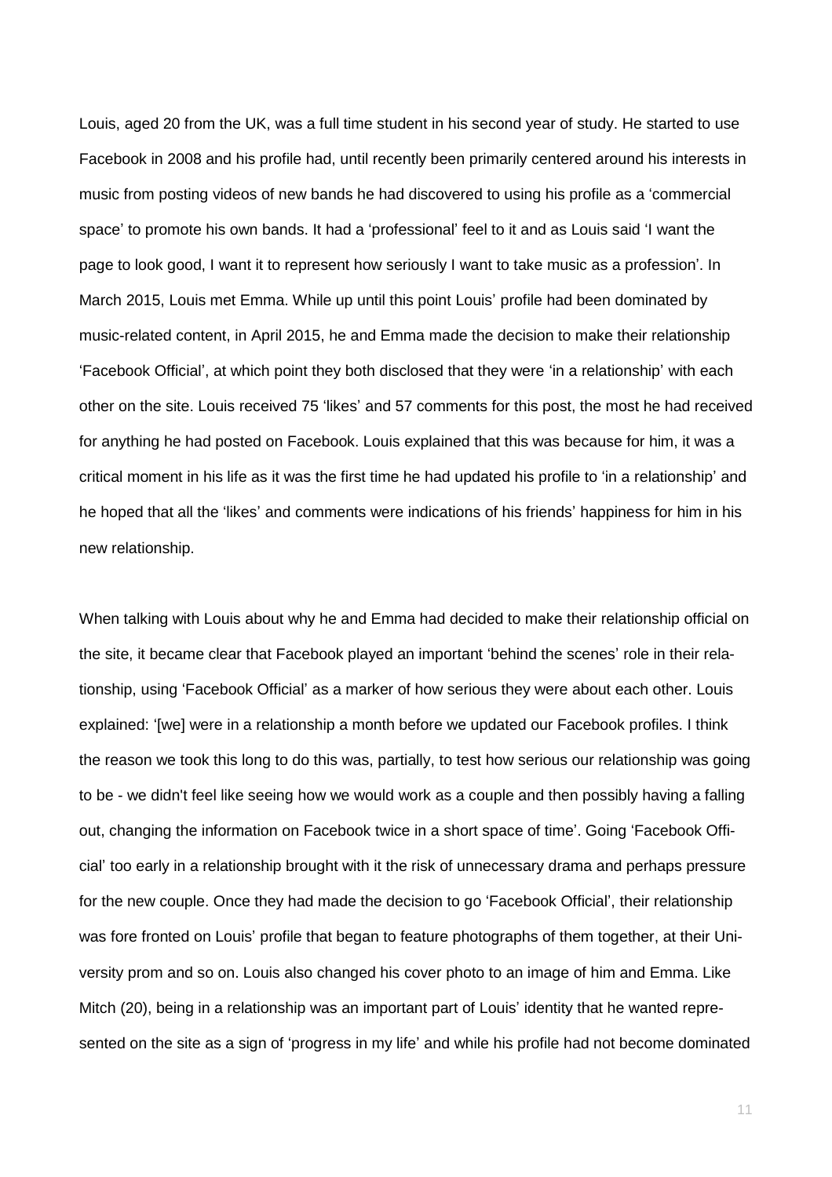Louis, aged 20 from the UK, was a full time student in his second year of study. He started to use Facebook in 2008 and his profile had, until recently been primarily centered around his interests in music from posting videos of new bands he had discovered to using his profile as a 'commercial space' to promote his own bands. It had a 'professional' feel to it and as Louis said 'I want the page to look good, I want it to represent how seriously I want to take music as a profession'. In March 2015, Louis met Emma. While up until this point Louis' profile had been dominated by music-related content, in April 2015, he and Emma made the decision to make their relationship 'Facebook Official', at which point they both disclosed that they were 'in a relationship' with each other on the site. Louis received 75 'likes' and 57 comments for this post, the most he had received for anything he had posted on Facebook. Louis explained that this was because for him, it was a critical moment in his life as it was the first time he had updated his profile to 'in a relationship' and he hoped that all the 'likes' and comments were indications of his friends' happiness for him in his new relationship.

When talking with Louis about why he and Emma had decided to make their relationship official on the site, it became clear that Facebook played an important 'behind the scenes' role in their relationship, using 'Facebook Official' as a marker of how serious they were about each other. Louis explained: '[we] were in a relationship a month before we updated our Facebook profiles. I think the reason we took this long to do this was, partially, to test how serious our relationship was going to be - we didn't feel like seeing how we would work as a couple and then possibly having a falling out, changing the information on Facebook twice in a short space of time'. Going 'Facebook Official' too early in a relationship brought with it the risk of unnecessary drama and perhaps pressure for the new couple. Once they had made the decision to go 'Facebook Official', their relationship was fore fronted on Louis' profile that began to feature photographs of them together, at their University prom and so on. Louis also changed his cover photo to an image of him and Emma. Like Mitch (20), being in a relationship was an important part of Louis' identity that he wanted represented on the site as a sign of 'progress in my life' and while his profile had not become dominated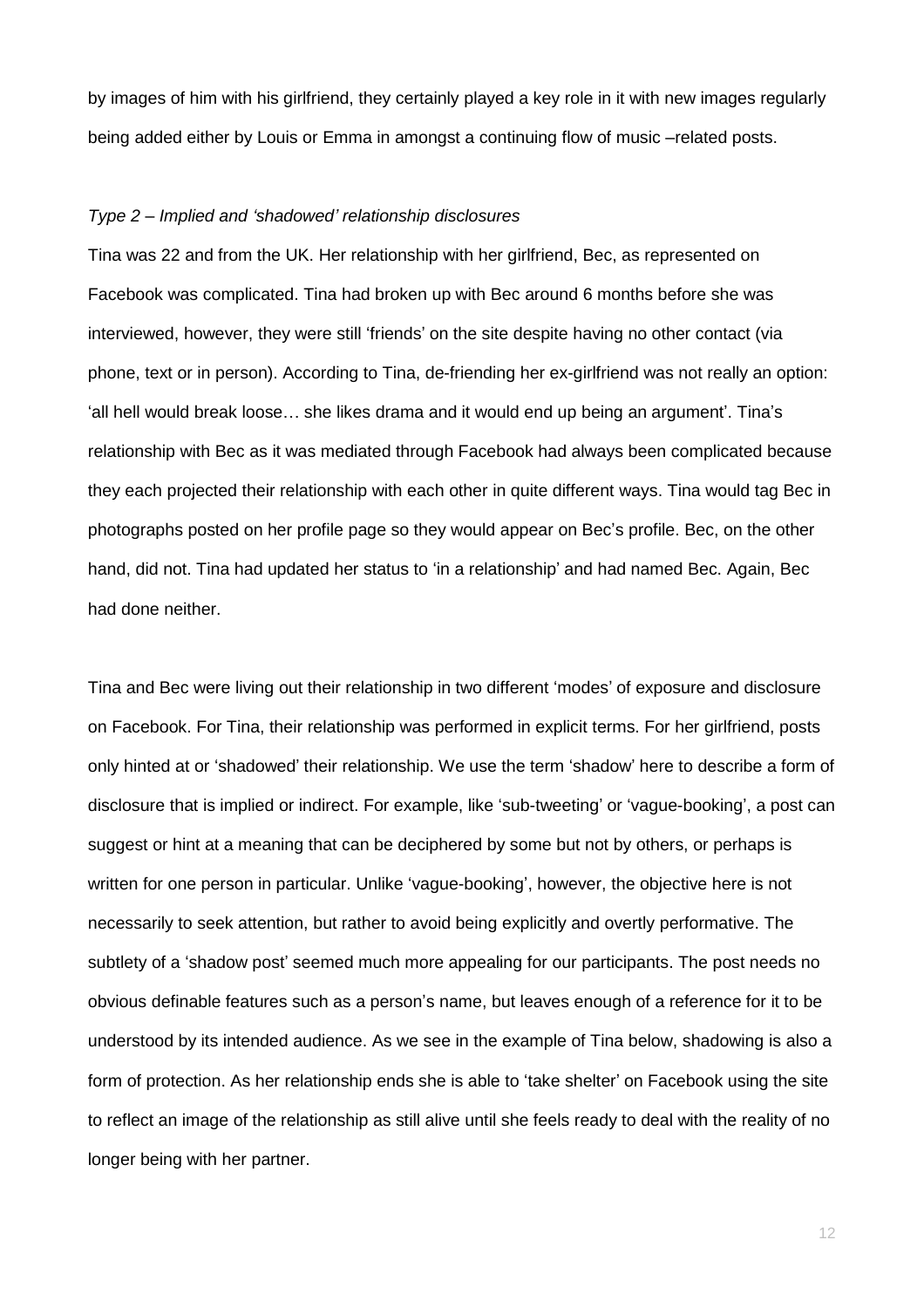by images of him with his girlfriend, they certainly played a key role in it with new images regularly being added either by Louis or Emma in amongst a continuing flow of music –related posts.

*Type 2 – Implied and 'shadowed' relationship disclosures*

Tina was 22 and from the UK. Her relationship with her girlfriend, Bec, as represented on Facebook was complicated. Tina had broken up with Bec around 6 months before she was interviewed, however, they were still 'friends' on the site despite having no other contact (via phone, text or in person). According to Tina, de-friending her ex-girlfriend was not really an option: 'all hell would break loose… she likes drama and it would end up being an argument'. Tina's relationship with Bec as it was mediated through Facebook had always been complicated because they each projected their relationship with each other in quite different ways. Tina would tag Bec in photographs posted on her profile page so they would appear on Bec's profile. Bec, on the other hand, did not. Tina had updated her status to 'in a relationship' and had named Bec. Again, Bec had done neither.

Tina and Bec were living out their relationship in two different 'modes' of exposure and disclosure on Facebook. For Tina, their relationship was performed in explicit terms. For her girlfriend, posts only hinted at or 'shadowed' their relationship. We use the term 'shadow' here to describe a form of disclosure that is implied or indirect. For example, like 'sub-tweeting' or 'vague-booking', a post can suggest or hint at a meaning that can be deciphered by some but not by others, or perhaps is written for one person in particular. Unlike 'vague-booking', however, the objective here is not necessarily to seek attention, but rather to avoid being explicitly and overtly performative. The subtlety of a 'shadow post' seemed much more appealing for our participants. The post needs no obvious definable features such as a person's name, but leaves enough of a reference for it to be understood by its intended audience. As we see in the example of Tina below, shadowing is also a form of protection. As her relationship ends she is able to 'take shelter' on Facebook using the site to reflect an image of the relationship as still alive until she feels ready to deal with the reality of no longer being with her partner.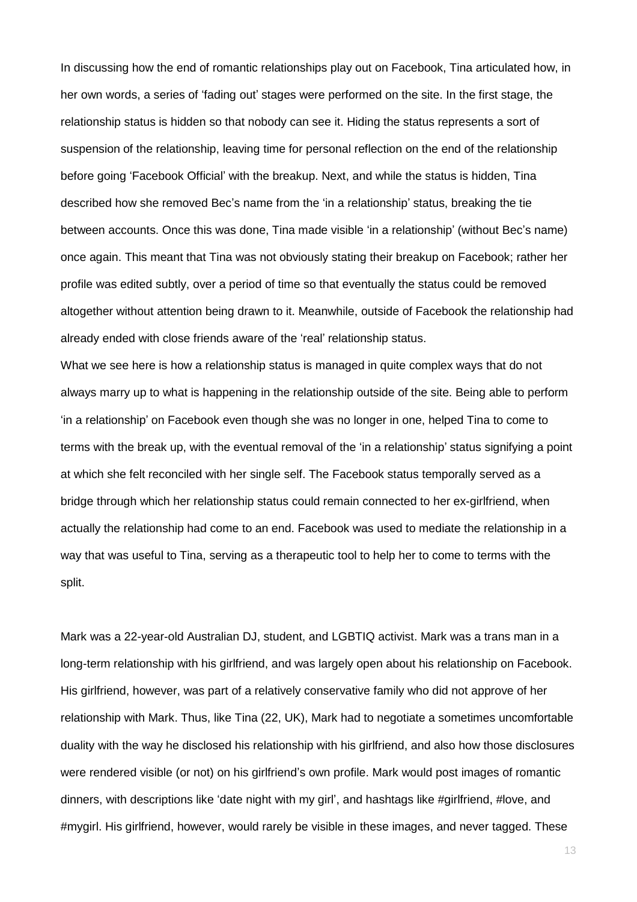In discussing how the end of romantic relationships play out on Facebook, Tina articulated how, in her own words, a series of 'fading out' stages were performed on the site. In the first stage, the relationship status is hidden so that nobody can see it. Hiding the status represents a sort of suspension of the relationship, leaving time for personal reflection on the end of the relationship before going 'Facebook Official' with the breakup. Next, and while the status is hidden, Tina described how she removed Bec's name from the 'in a relationship' status, breaking the tie between accounts. Once this was done, Tina made visible 'in a relationship' (without Bec's name) once again. This meant that Tina was not obviously stating their breakup on Facebook; rather her profile was edited subtly, over a period of time so that eventually the status could be removed altogether without attention being drawn to it. Meanwhile, outside of Facebook the relationship had already ended with close friends aware of the 'real' relationship status.

What we see here is how a relationship status is managed in quite complex ways that do not always marry up to what is happening in the relationship outside of the site. Being able to perform 'in a relationship' on Facebook even though she was no longer in one, helped Tina to come to terms with the break up, with the eventual removal of the 'in a relationship' status signifying a point at which she felt reconciled with her single self. The Facebook status temporally served as a bridge through which her relationship status could remain connected to her ex-girlfriend, when actually the relationship had come to an end. Facebook was used to mediate the relationship in a way that was useful to Tina, serving as a therapeutic tool to help her to come to terms with the split.

Mark was a 22-year-old Australian DJ, student, and LGBTIQ activist. Mark was a trans man in a long-term relationship with his girlfriend, and was largely open about his relationship on Facebook. His girlfriend, however, was part of a relatively conservative family who did not approve of her relationship with Mark. Thus, like Tina (22, UK), Mark had to negotiate a sometimes uncomfortable duality with the way he disclosed his relationship with his girlfriend, and also how those disclosures were rendered visible (or not) on his girlfriend's own profile. Mark would post images of romantic dinners, with descriptions like 'date night with my girl', and hashtags like #girlfriend, #love, and #mygirl. His girlfriend, however, would rarely be visible in these images, and never tagged. These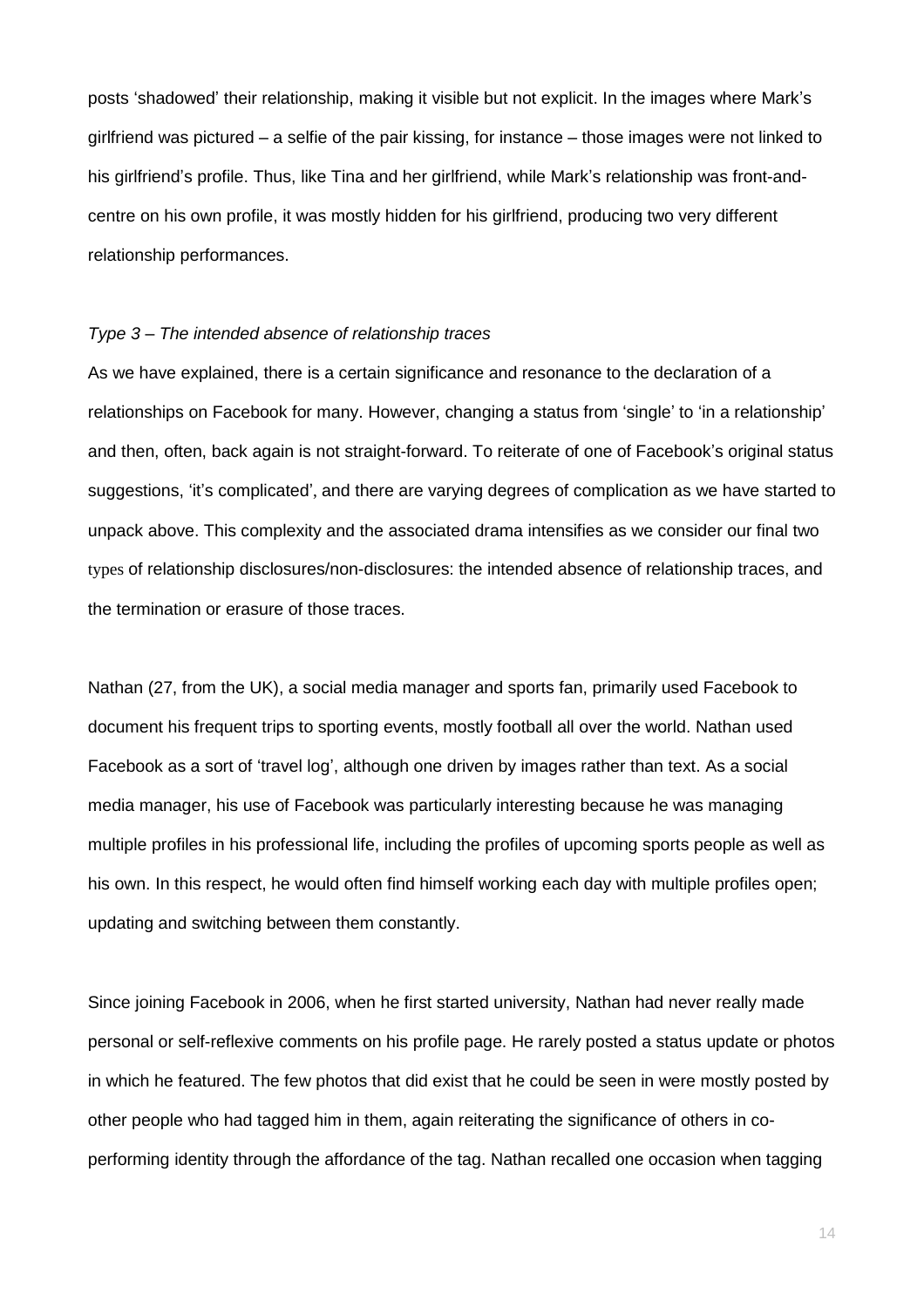posts 'shadowed' their relationship, making it visible but not explicit. In the images where Mark's girlfriend was pictured – a selfie of the pair kissing, for instance – those images were not linked to his girlfriend's profile. Thus, like Tina and her girlfriend, while Mark's relationship was front-and-centre on his own profile, it was mostly hidden for his girlfriend, producing two very different relationship performances.

*Type 3 – The intended absence of relationship traces*

As we have explained, there is a certain significance and resonance to the declaration of a relationships on Facebook for many. However, changing a status from 'single' to 'in a relationship' and then, often, back again is not straight-forward. To reiterate of one of Facebook's original status suggestions, 'it's complicated', and there are varying degrees of complication as we have started to unpack above. This complexity and the associated drama intensifies as we consider our final two types of relationship disclosures/non-disclosures: the intended absence of relationship traces, and the termination or erasure of those traces.

Nathan (27, from the UK), a social media manager and sports fan, primarily used Facebook to document his frequent trips to sporting events, mostly football all over the world. Nathan used Facebook as a sort of 'travel log', although one driven by images rather than text. As a social media manager, his use of Facebook was particularly interesting because he was managing multiple profiles in his professional life, including the profiles of upcoming sports people as well as his own. In this respect, he would often find himself working each day with multiple profiles open; updating and switching between them constantly.

Since joining Facebook in 2006, when he first started university, Nathan had never really made personal or self-reflexive comments on his profile page. He rarely posted a status update or photos in which he featured. The few photos that did exist that he could be seen in were mostly posted by other people who had tagged him in them, again reiterating the significance of others in co-performing identity through the affordance of the tag. Nathan recalled one occasion when tagging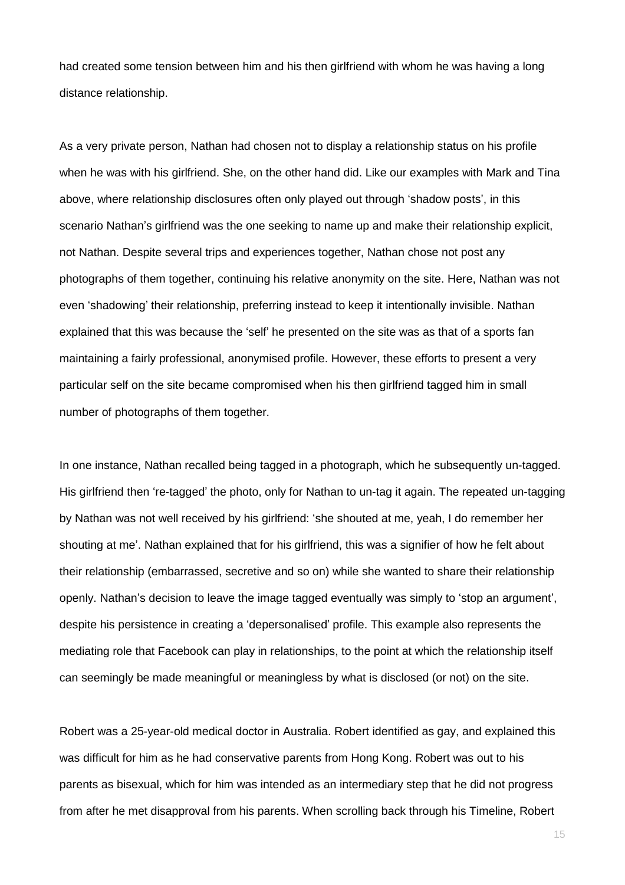had created some tension between him and his then girlfriend with whom he was having a long distance relationship.

As a very private person, Nathan had chosen not to display a relationship status on his profile when he was with his girlfriend. She, on the other hand did. Like our examples with Mark and Tina above, where relationship disclosures often only played out through 'shadow posts', in this scenario Nathan's girlfriend was the one seeking to name up and make their relationship explicit, not Nathan. Despite several trips and experiences together, Nathan chose not post any photographs of them together, continuing his relative anonymity on the site. Here, Nathan was not even 'shadowing' their relationship, preferring instead to keep it intentionally invisible. Nathan explained that this was because the 'self' he presented on the site was as that of a sports fan maintaining a fairly professional, anonymised profile. However, these efforts to present a very particular self on the site became compromised when his then girlfriend tagged him in small number of photographs of them together.

In one instance, Nathan recalled being tagged in a photograph, which he subsequently un-tagged. His girlfriend then 're-tagged' the photo, only for Nathan to un-tag it again. The repeated un-tagging by Nathan was not well received by his girlfriend: 'she shouted at me, yeah, I do remember her shouting at me'. Nathan explained that for his girlfriend, this was a signifier of how he felt about their relationship (embarrassed, secretive and so on) while she wanted to share their relationship openly. Nathan's decision to leave the image tagged eventually was simply to 'stop an argument', despite his persistence in creating a 'depersonalised' profile. This example also represents the mediating role that Facebook can play in relationships, to the point at which the relationship itself can seemingly be made meaningful or meaningless by what is disclosed (or not) on the site.

Robert was a 25-year-old medical doctor in Australia. Robert identified as gay, and explained this was difficult for him as he had conservative parents from Hong Kong. Robert was out to his parents as bisexual, which for him was intended as an intermediary step that he did not progress from after he met disapproval from his parents. When scrolling back through his Timeline, Robert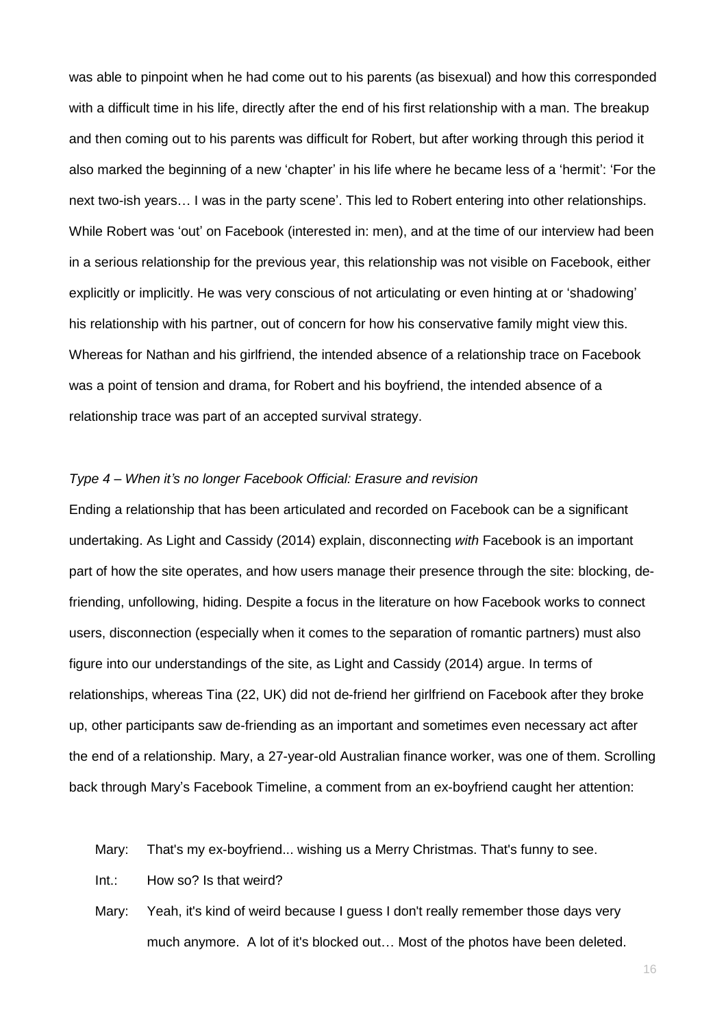was able to pinpoint when he had come out to his parents (as bisexual) and how this corresponded with a difficult time in his life, directly after the end of his first relationship with a man. The breakup and then coming out to his parents was difficult for Robert, but after working through this period it also marked the beginning of a new 'chapter' in his life where he became less of a 'hermit': 'For the next two-ish years… I was in the party scene'. This led to Robert entering into other relationships. While Robert was 'out' on Facebook (interested in: men), and at the time of our interview had been in a serious relationship for the previous year, this relationship was not visible on Facebook, either explicitly or implicitly. He was very conscious of not articulating or even hinting at or 'shadowing' his relationship with his partner, out of concern for how his conservative family might view this. Whereas for Nathan and his girlfriend, the intended absence of a relationship trace on Facebook was a point of tension and drama, for Robert and his boyfriend, the intended absence of a relationship trace was part of an accepted survival strategy.

*Type 4 – When it's no longer Facebook Official: Erasure and revision*

Ending a relationship that has been articulated and recorded on Facebook can be a significant undertaking. As Light and Cassidy (2014) explain, disconnecting *with* Facebook is an important part of how the site operates, and how users manage their presence through the site: blocking, de-friending, unfollowing, hiding. Despite a focus in the literature on how Facebook works to connect users, disconnection (especially when it comes to the separation of romantic partners) must also figure into our understandings of the site, as Light and Cassidy (2014) argue. In terms of relationships, whereas Tina (22, UK) did not de-friend her girlfriend on Facebook after they broke up, other participants saw de-friending as an important and sometimes even necessary act after the end of a relationship. Mary, a 27-year-old Australian finance worker, was one of them. Scrolling back through Mary's Facebook Timeline, a comment from an ex-boyfriend caught her attention:

Mary: That's my ex-boyfriend... wishing us a Merry Christmas. That's funny to see.

Int.: How so? Is that weird?

Mary: Yeah, it's kind of weird because I guess I don't really remember those days very much anymore. A lot of it's blocked out… Most of the photos have been deleted.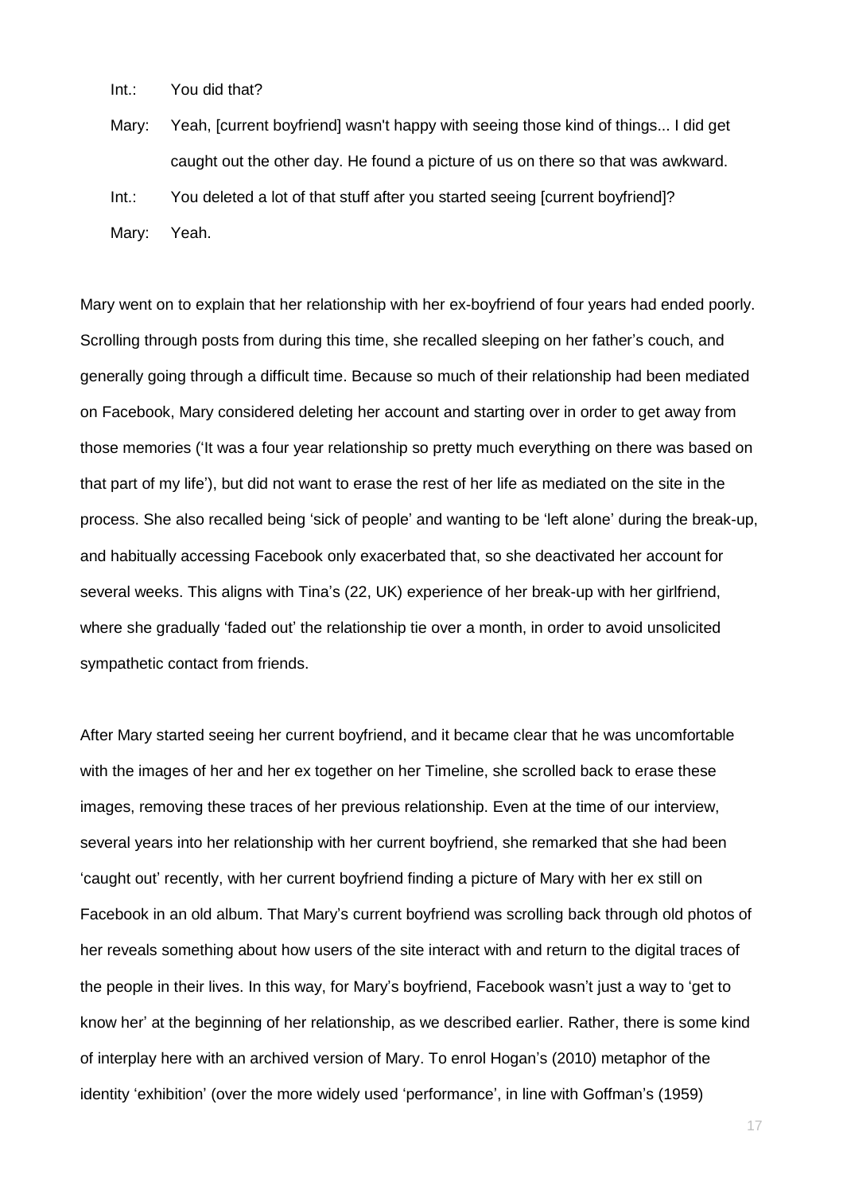Int.: You did that?

Mary: Yeah, [current boyfriend] wasn't happy with seeing those kind of things... I did get caught out the other day. He found a picture of us on there so that was awkward.

Int.: You deleted a lot of that stuff after you started seeing [current boyfriend]?

Mary: Yeah.

Mary went on to explain that her relationship with her ex-boyfriend of four years had ended poorly. Scrolling through posts from during this time, she recalled sleeping on her father's couch, and generally going through a difficult time. Because so much of their relationship had been mediated on Facebook, Mary considered deleting her account and starting over in order to get away from those memories ('It was a four year relationship so pretty much everything on there was based on that part of my life'), but did not want to erase the rest of her life as mediated on the site in the process. She also recalled being 'sick of people' and wanting to be 'left alone' during the break-up, and habitually accessing Facebook only exacerbated that, so she deactivated her account for several weeks. This aligns with Tina's (22, UK) experience of her break-up with her girlfriend, where she gradually 'faded out' the relationship tie over a month, in order to avoid unsolicited sympathetic contact from friends.

After Mary started seeing her current boyfriend, and it became clear that he was uncomfortable with the images of her and her ex together on her Timeline, she scrolled back to erase these images, removing these traces of her previous relationship. Even at the time of our interview, several years into her relationship with her current boyfriend, she remarked that she had been 'caught out' recently, with her current boyfriend finding a picture of Mary with her ex still on Facebook in an old album. That Mary's current boyfriend was scrolling back through old photos of her reveals something about how users of the site interact with and return to the digital traces of the people in their lives. In this way, for Mary's boyfriend, Facebook wasn't just a way to 'get to know her' at the beginning of her relationship, as we described earlier. Rather, there is some kind of interplay here with an archived version of Mary. To enrol Hogan's (2010) metaphor of the identity 'exhibition' (over the more widely used 'performance', in line with Goffman's (1959)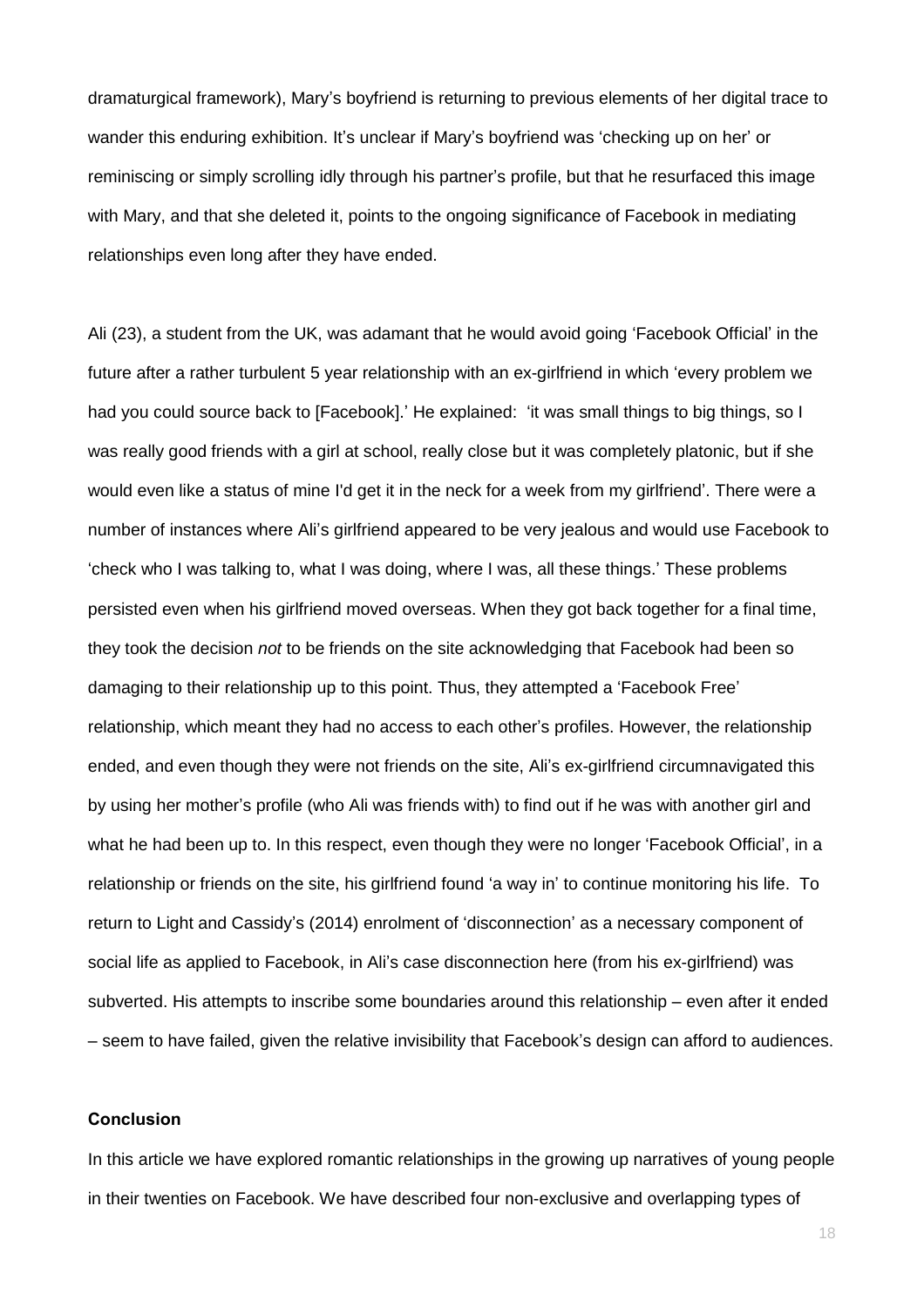dramaturgical framework), Mary's boyfriend is returning to previous elements of her digital trace to wander this enduring exhibition. It's unclear if Mary's boyfriend was 'checking up on her' or reminiscing or simply scrolling idly through his partner's profile, but that he resurfaced this image with Mary, and that she deleted it, points to the ongoing significance of Facebook in mediating relationships even long after they have ended.

Ali (23), a student from the UK, was adamant that he would avoid going 'Facebook Official' in the future after a rather turbulent 5 year relationship with an ex-girlfriend in which 'every problem we had you could source back to [Facebook].' He explained: 'it was small things to big things, so I was really good friends with a girl at school, really close but it was completely platonic, but if she would even like a status of mine I'd get it in the neck for a week from my girlfriend'. There were a number of instances where Ali's girlfriend appeared to be very jealous and would use Facebook to 'check who I was talking to, what I was doing, where I was, all these things.' These problems persisted even when his girlfriend moved overseas. When they got back together for a final time, they took the decision *not* to be friends on the site acknowledging that Facebook had been so damaging to their relationship up to this point. Thus, they attempted a 'Facebook Free' relationship, which meant they had no access to each other's profiles. However, the relationship ended, and even though they were not friends on the site, Ali's ex-girlfriend circumnavigated this by using her mother's profile (who Ali was friends with) to find out if he was with another girl and what he had been up to. In this respect, even though they were no longer 'Facebook Official', in a relationship or friends on the site, his girlfriend found 'a way in' to continue monitoring his life. To return to Light and Cassidy's (2014) enrolment of 'disconnection' as a necessary component of social life as applied to Facebook, in Ali's case disconnection here (from his ex-girlfriend) was subverted. His attempts to inscribe some boundaries around this relationship – even after it ended – seem to have failed, given the relative invisibility that Facebook's design can afford to audiences.

## Conclusion

In this article we have explored romantic relationships in the growing up narratives of young people in their twenties on Facebook. We have described four non-exclusive and overlapping types of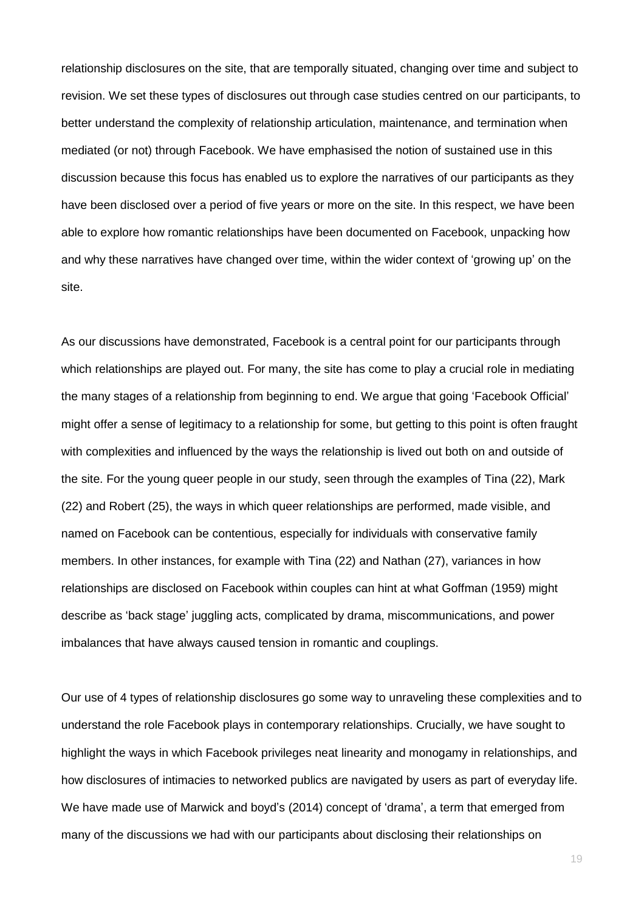relationship disclosures on the site, that are temporally situated, changing over time and subject to revision. We set these types of disclosures out through case studies centred on our participants, to better understand the complexity of relationship articulation, maintenance, and termination when mediated (or not) through Facebook. We have emphasised the notion of sustained use in this discussion because this focus has enabled us to explore the narratives of our participants as they have been disclosed over a period of five years or more on the site. In this respect, we have been able to explore how romantic relationships have been documented on Facebook, unpacking how and why these narratives have changed over time, within the wider context of 'growing up' on the site.

As our discussions have demonstrated, Facebook is a central point for our participants through which relationships are played out. For many, the site has come to play a crucial role in mediating the many stages of a relationship from beginning to end. We argue that going 'Facebook Official' might offer a sense of legitimacy to a relationship for some, but getting to this point is often fraught with complexities and influenced by the ways the relationship is lived out both on and outside of the site. For the young queer people in our study, seen through the examples of Tina (22), Mark (22) and Robert (25), the ways in which queer relationships are performed, made visible, and named on Facebook can be contentious, especially for individuals with conservative family members. In other instances, for example with Tina (22) and Nathan (27), variances in how relationships are disclosed on Facebook within couples can hint at what Goffman (1959) might describe as 'back stage' juggling acts, complicated by drama, miscommunications, and power imbalances that have always caused tension in romantic and couplings.

Our use of 4 types of relationship disclosures go some way to unraveling these complexities and to understand the role Facebook plays in contemporary relationships. Crucially, we have sought to highlight the ways in which Facebook privileges neat linearity and monogamy in relationships, and how disclosures of intimacies to networked publics are navigated by users as part of everyday life. We have made use of Marwick and boyd's (2014) concept of 'drama', a term that emerged from many of the discussions we had with our participants about disclosing their relationships on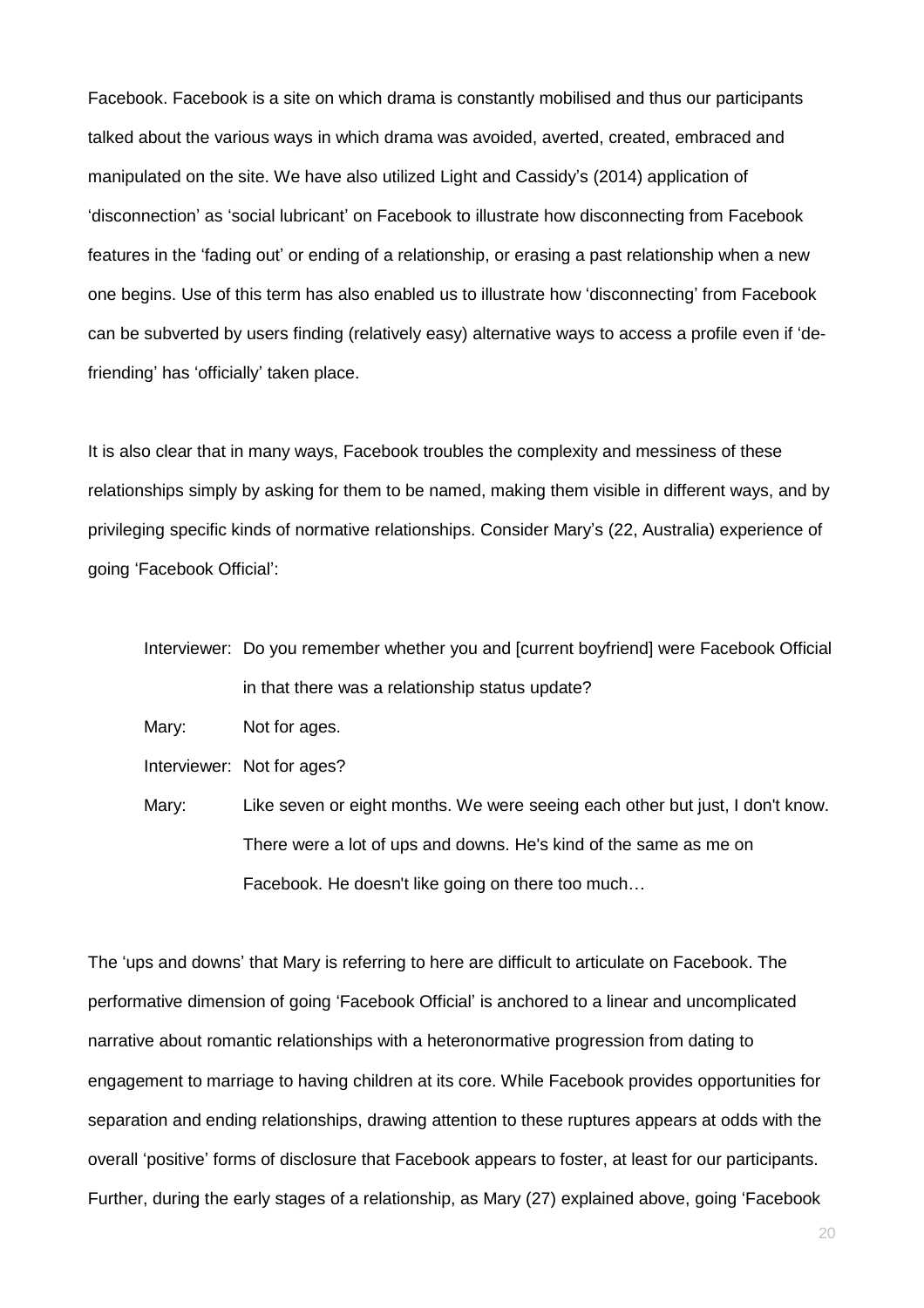Facebook. Facebook is a site on which drama is constantly mobilised and thus our participants talked about the various ways in which drama was avoided, averted, created, embraced and manipulated on the site. We have also utilized Light and Cassidy's (2014) application of 'disconnection' as 'social lubricant' on Facebook to illustrate how disconnecting from Facebook features in the 'fading out' or ending of a relationship, or erasing a past relationship when a new one begins. Use of this term has also enabled us to illustrate how 'disconnecting' from Facebook can be subverted by users finding (relatively easy) alternative ways to access a profile even if 'de-friending' has 'officially' taken place.

It is also clear that in many ways, Facebook troubles the complexity and messiness of these relationships simply by asking for them to be named, making them visible in different ways, and by privileging specific kinds of normative relationships. Consider Mary's (22, Australia) experience of going 'Facebook Official':

> Interviewer: Do you remember whether you and [current boyfriend] were Facebook Official in that there was a relationship status update?
>
> Mary: Not for ages.
>
> Interviewer: Not for ages?
>
> Mary: Like seven or eight months. We were seeing each other but just, I don't know. There were a lot of ups and downs. He's kind of the same as me on Facebook. He doesn't like going on there too much…

The 'ups and downs' that Mary is referring to here are difficult to articulate on Facebook. The performative dimension of going 'Facebook Official' is anchored to a linear and uncomplicated narrative about romantic relationships with a heteronormative progression from dating to engagement to marriage to having children at its core. While Facebook provides opportunities for separation and ending relationships, drawing attention to these ruptures appears at odds with the overall 'positive' forms of disclosure that Facebook appears to foster, at least for our participants. Further, during the early stages of a relationship, as Mary (27) explained above, going 'Facebook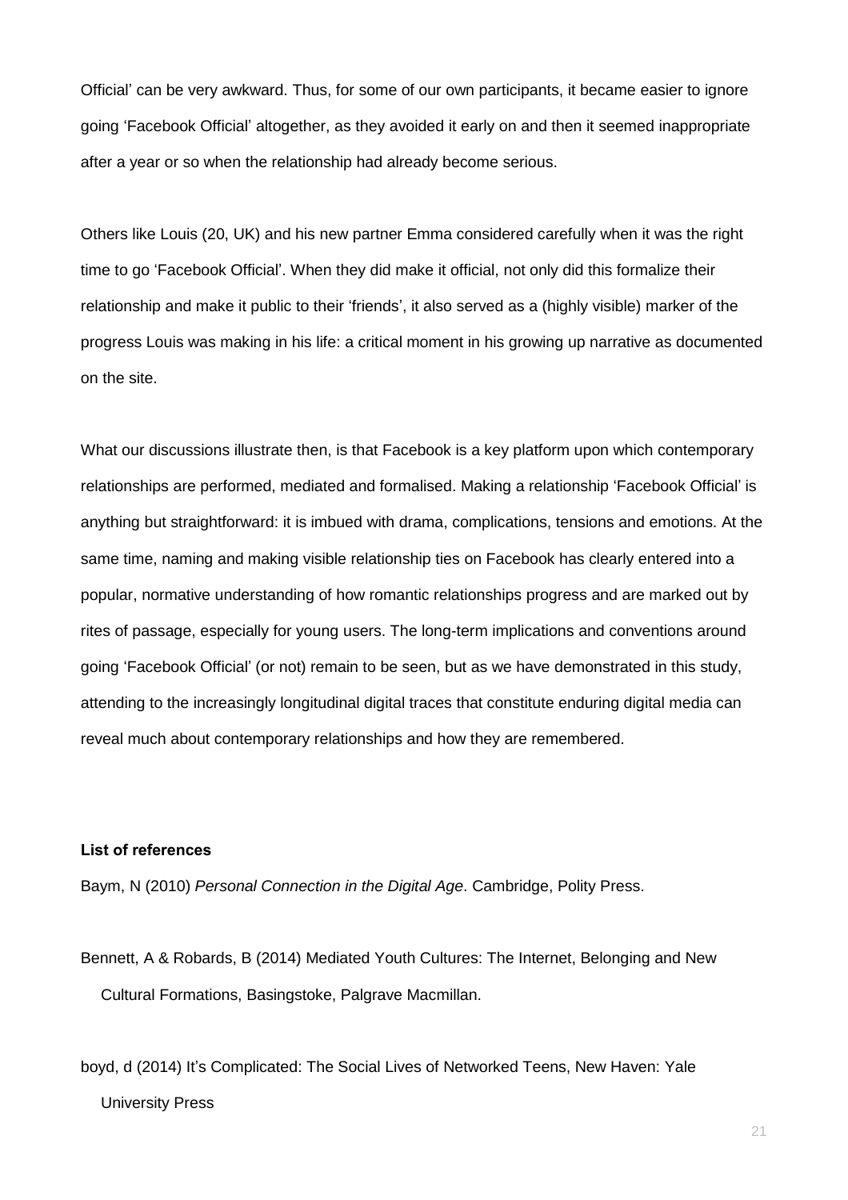Official' can be very awkward. Thus, for some of our own participants, it became easier to ignore going 'Facebook Official' altogether, as they avoided it early on and then it seemed inappropriate after a year or so when the relationship had already become serious.

Others like Louis (20, UK) and his new partner Emma considered carefully when it was the right time to go 'Facebook Official'. When they did make it official, not only did this formalize their relationship and make it public to their 'friends', it also served as a (highly visible) marker of the progress Louis was making in his life: a critical moment in his growing up narrative as documented on the site.

What our discussions illustrate then, is that Facebook is a key platform upon which contemporary relationships are performed, mediated and formalised. Making a relationship 'Facebook Official' is anything but straightforward: it is imbued with drama, complications, tensions and emotions. At the same time, naming and making visible relationship ties on Facebook has clearly entered into a popular, normative understanding of how romantic relationships progress and are marked out by rites of passage, especially for young users. The long-term implications and conventions around going 'Facebook Official' (or not) remain to be seen, but as we have demonstrated in this study, attending to the increasingly longitudinal digital traces that constitute enduring digital media can reveal much about contemporary relationships and how they are remembered.

**List of references**

Baym, N (2010) *Personal Connection in the Digital Age*. Cambridge, Polity Press.

Bennett, A & Robards, B (2014) Mediated Youth Cultures: The Internet, Belonging and New Cultural Formations, Basingstoke, Palgrave Macmillan.

boyd, d (2014) It's Complicated: The Social Lives of Networked Teens, New Haven: Yale University Press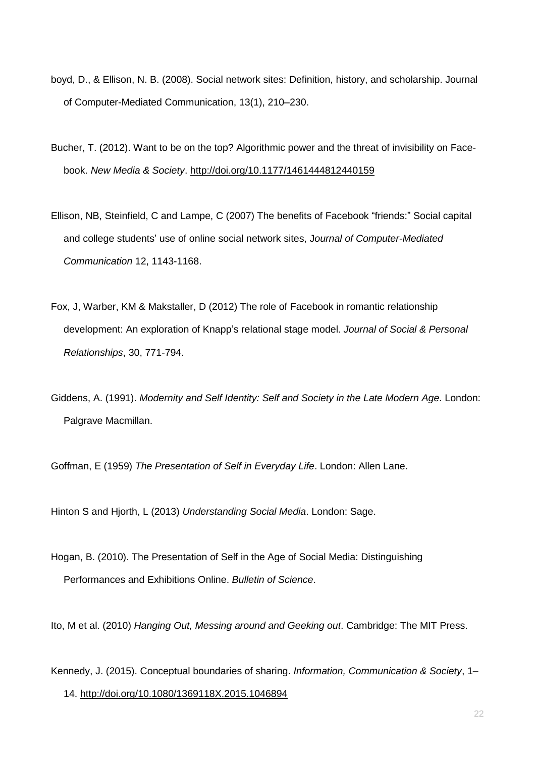boyd, D., & Ellison, N. B. (2008). Social network sites: Definition, history, and scholarship. Journal of Computer-Mediated Communication, 13(1), 210–230.

Bucher, T. (2012). Want to be on the top? Algorithmic power and the threat of invisibility on Face-book. *New Media & Society*. http://doi.org/10.1177/1461444812440159

Ellison, NB, Steinfield, C and Lampe, C (2007) The benefits of Facebook "friends:" Social capital and college students' use of online social network sites, J*ournal of Computer-Mediated Communication* 12, 1143-1168.

Fox, J, Warber, KM & Makstaller, D (2012) The role of Facebook in romantic relationship development: An exploration of Knapp's relational stage model. *Journal of Social & Personal Relationships*, 30, 771-794.

Giddens, A. (1991). *Modernity and Self Identity: Self and Society in the Late Modern Age*. London: Palgrave Macmillan.

Goffman, E (1959) *The Presentation of Self in Everyday Life*. London: Allen Lane.

Hinton S and Hjorth, L (2013) *Understanding Social Media*. London: Sage.

Hogan, B. (2010). The Presentation of Self in the Age of Social Media: Distinguishing Performances and Exhibitions Online. *Bulletin of Science*.

Ito, M et al. (2010) *Hanging Out, Messing around and Geeking out*. Cambridge: The MIT Press.

Kennedy, J. (2015). Conceptual boundaries of sharing. *Information, Communication & Society*, 1–14. http://doi.org/10.1080/1369118X.2015.1046894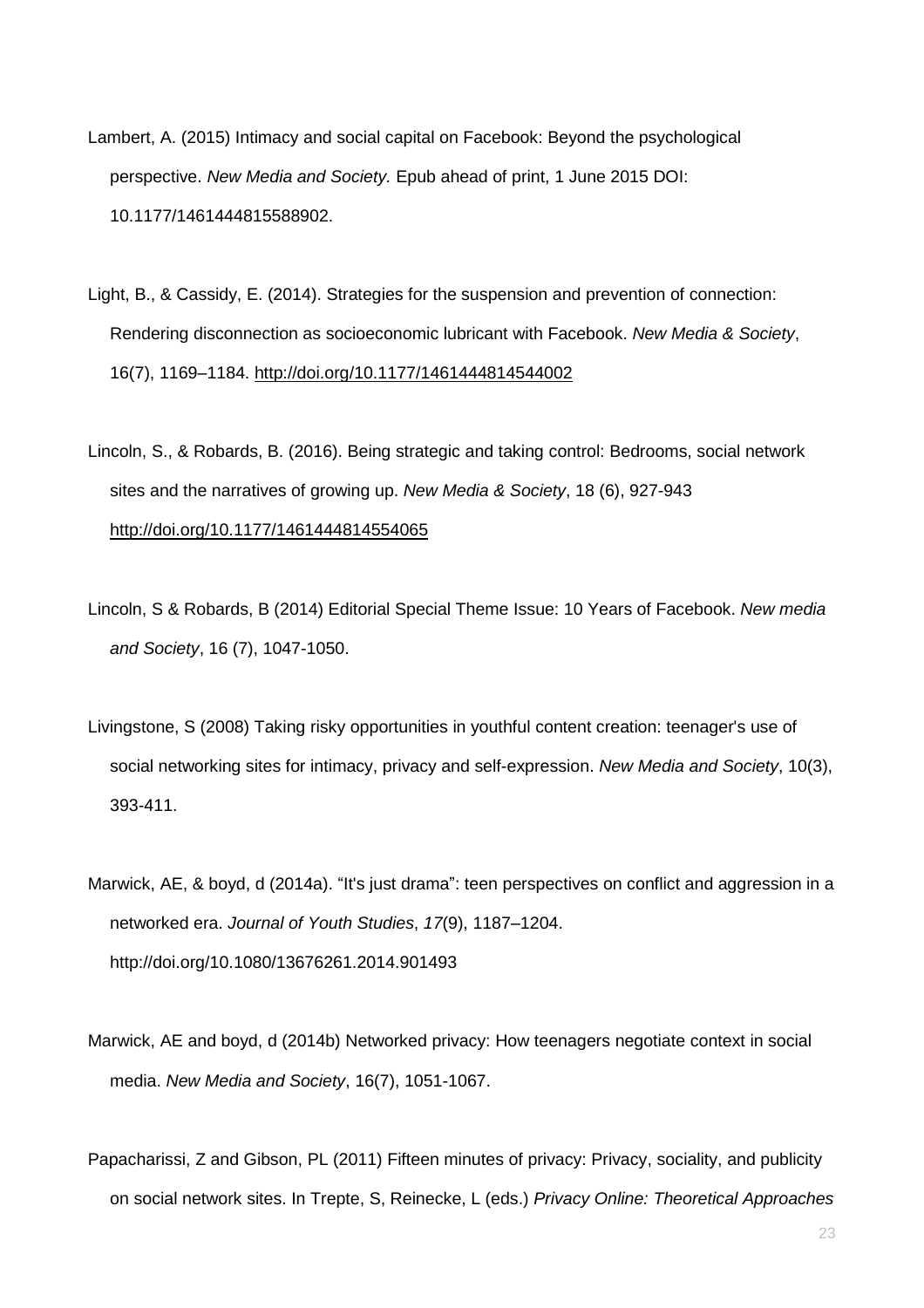Lambert, A. (2015) Intimacy and social capital on Facebook: Beyond the psychological perspective. *New Media and Society.* Epub ahead of print, 1 June 2015 DOI: 10.1177/1461444815588902.

Light, B., & Cassidy, E. (2014). Strategies for the suspension and prevention of connection: Rendering disconnection as socioeconomic lubricant with Facebook. *New Media & Society*, 16(7), 1169–1184. http://doi.org/10.1177/1461444814544002

Lincoln, S., & Robards, B. (2016). Being strategic and taking control: Bedrooms, social network sites and the narratives of growing up. *New Media & Society*, 18 (6), 927-943 http://doi.org/10.1177/1461444814554065

Lincoln, S & Robards, B (2014) Editorial Special Theme Issue: 10 Years of Facebook. *New media and Society*, 16 (7), 1047-1050.

Livingstone, S (2008) Taking risky opportunities in youthful content creation: teenager's use of social networking sites for intimacy, privacy and self-expression. *New Media and Society*, 10(3), 393-411.

Marwick, AE, & boyd, d (2014a). "It's just drama": teen perspectives on conflict and aggression in a networked era. *Journal of Youth Studies*, *17*(9), 1187–1204. http://doi.org/10.1080/13676261.2014.901493

Marwick, AE and boyd, d (2014b) Networked privacy: How teenagers negotiate context in social media. *New Media and Society*, 16(7), 1051-1067.

Papacharissi, Z and Gibson, PL (2011) Fifteen minutes of privacy: Privacy, sociality, and publicity on social network sites. In Trepte, S, Reinecke, L (eds.) *Privacy Online: Theoretical Approaches*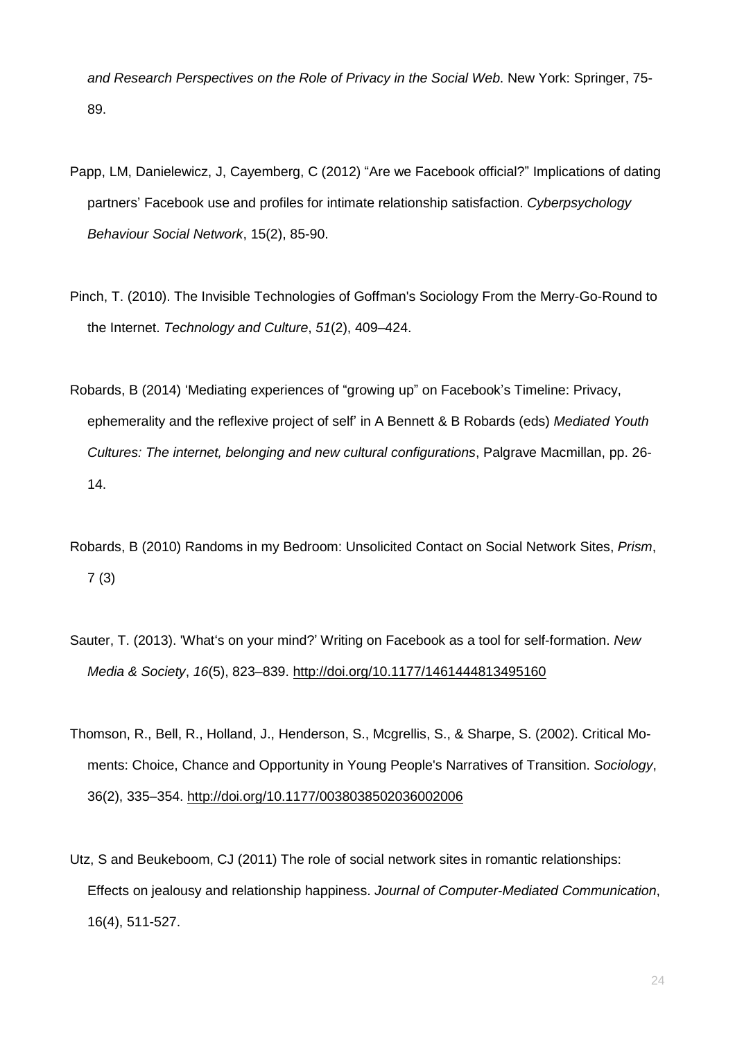*and Research Perspectives on the Role of Privacy in the Social Web*. New York: Springer, 75-89.

Papp, LM, Danielewicz, J, Cayemberg, C (2012) "Are we Facebook official?" Implications of dating partners' Facebook use and profiles for intimate relationship satisfaction. *Cyberpsychology Behaviour Social Network*, 15(2), 85-90.

Pinch, T. (2010). The Invisible Technologies of Goffman's Sociology From the Merry-Go-Round to the Internet. *Technology and Culture*, *51*(2), 409–424.

Robards, B (2014) 'Mediating experiences of "growing up" on Facebook's Timeline: Privacy, ephemerality and the reflexive project of self' in A Bennett & B Robards (eds) *Mediated Youth Cultures: The internet, belonging and new cultural configurations*, Palgrave Macmillan, pp. 26-14.

Robards, B (2010) Randoms in my Bedroom: Unsolicited Contact on Social Network Sites, *Prism*, 7 (3)

Sauter, T. (2013). 'What's on your mind?' Writing on Facebook as a tool for self-formation. *New Media & Society*, *16*(5), 823–839. http://doi.org/10.1177/1461444813495160

Thomson, R., Bell, R., Holland, J., Henderson, S., Mcgrellis, S., & Sharpe, S. (2002). Critical Moments: Choice, Chance and Opportunity in Young People's Narratives of Transition. *Sociology*, 36(2), 335–354. http://doi.org/10.1177/0038038502036002006

Utz, S and Beukeboom, CJ (2011) The role of social network sites in romantic relationships: Effects on jealousy and relationship happiness. *Journal of Computer-Mediated Communication*, 16(4), 511-527.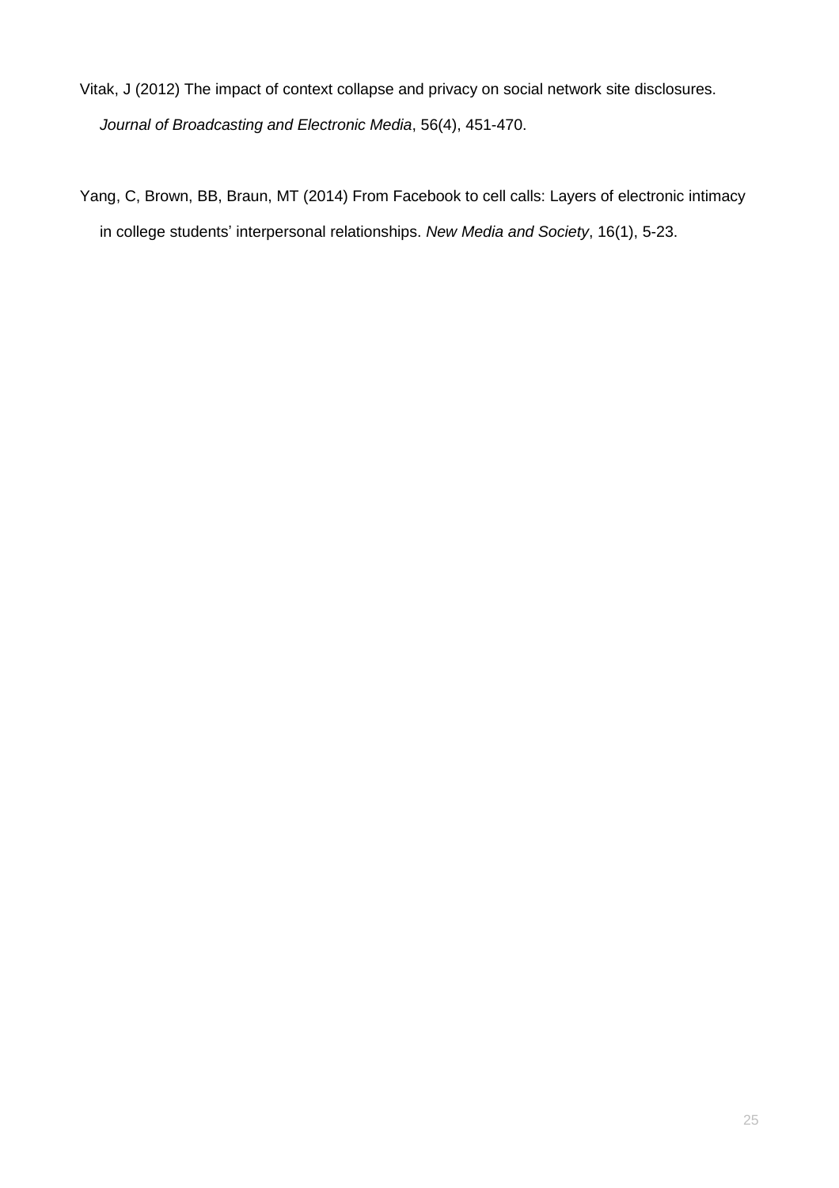Vitak, J (2012) The impact of context collapse and privacy on social network site disclosures. *Journal of Broadcasting and Electronic Media*, 56(4), 451-470.

Yang, C, Brown, BB, Braun, MT (2014) From Facebook to cell calls: Layers of electronic intimacy in college students' interpersonal relationships. *New Media and Society*, 16(1), 5-23.